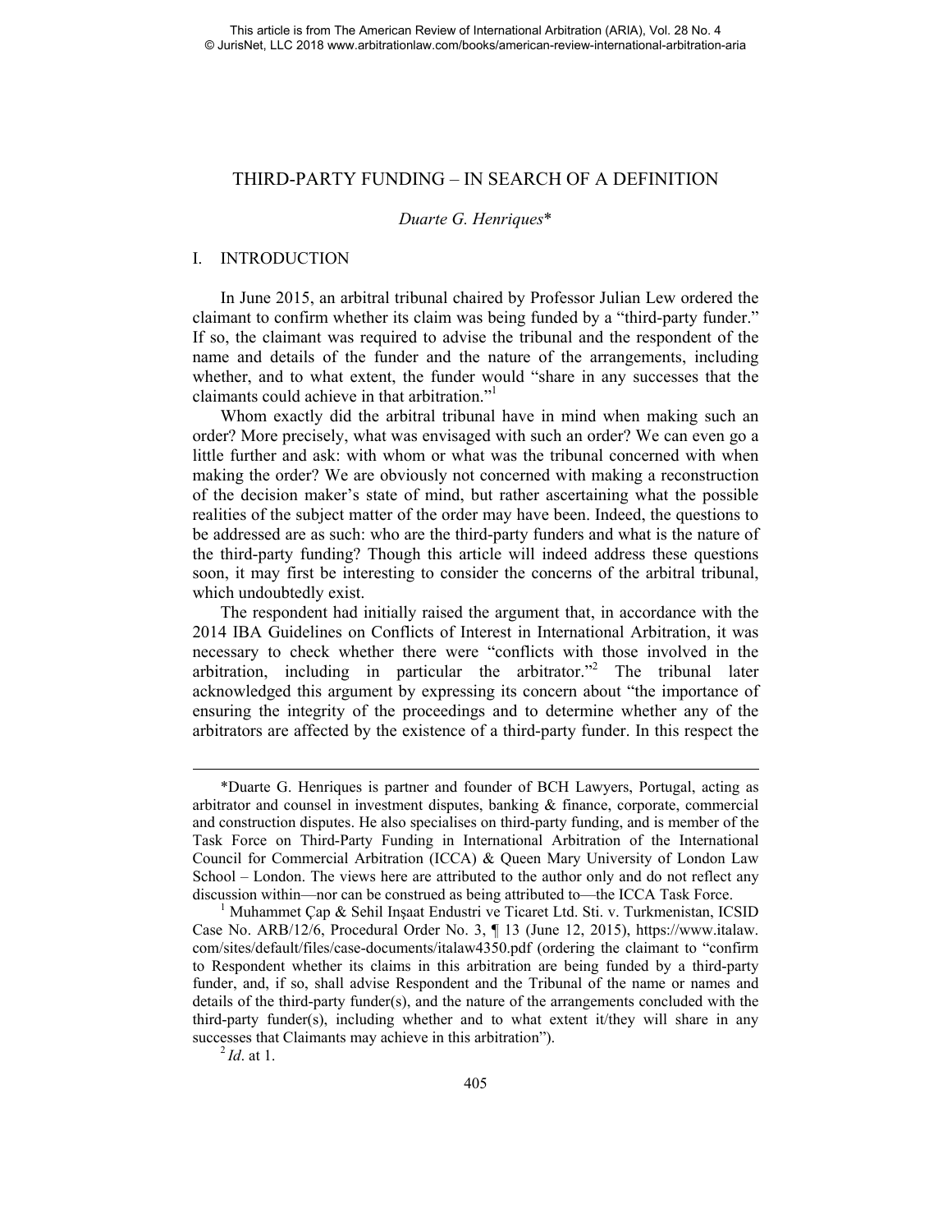# THIRD-PARTY FUNDING – IN SEARCH OF A DEFINITION

*Duarte G. Henriques**

## I. INTRODUCTION

In June 2015, an arbitral tribunal chaired by Professor Julian Lew ordered the claimant to confirm whether its claim was being funded by a "third-party funder." If so, the claimant was required to advise the tribunal and the respondent of the name and details of the funder and the nature of the arrangements, including whether, and to what extent, the funder would "share in any successes that the claimants could achieve in that arbitration."[1]

Whom exactly did the arbitral tribunal have in mind when making such an order? More precisely, what was envisaged with such an order? We can even go a little further and ask: with whom or what was the tribunal concerned with when making the order? We are obviously not concerned with making a reconstruction of the decision maker's state of mind, but rather ascertaining what the possible realities of the subject matter of the order may have been. Indeed, the questions to be addressed are as such: who are the third-party funders and what is the nature of the third-party funding? Though this article will indeed address these questions soon, it may first be interesting to consider the concerns of the arbitral tribunal, which undoubtedly exist.

The respondent had initially raised the argument that, in accordance with the 2014 IBA Guidelines on Conflicts of Interest in International Arbitration, it was necessary to check whether there were "conflicts with those involved in the arbitration, including in particular the arbitrator."[2] The tribunal later acknowledged this argument by expressing its concern about "the importance of ensuring the integrity of the proceedings and to determine whether any of the arbitrators are affected by the existence of a third-party funder. In this respect the

---

*Duarte G. Henriques is partner and founder of BCH Lawyers, Portugal, acting as arbitrator and counsel in investment disputes, banking & finance, corporate, commercial and construction disputes. He also specialises on third-party funding, and is member of the Task Force on Third-Party Funding in International Arbitration of the International Council for Commercial Arbitration (ICCA) & Queen Mary University of London Law School – London. The views here are attributed to the author only and do not reflect any discussion within—nor can be construed as being attributed to—the ICCA Task Force.

[1] Muhammet Çap & Sehil Inşaat Endustri ve Ticaret Ltd. Sti. v. Turkmenistan, ICSID Case No. ARB/12/6, Procedural Order No. 3, ¶ 13 (June 12, 2015), https://www.italaw.com/sites/default/files/case-documents/italaw4350.pdf (ordering the claimant to "confirm to Respondent whether its claims in this arbitration are being funded by a third-party funder, and, if so, shall advise Respondent and the Tribunal of the name or names and details of the third-party funder(s), and the nature of the arrangements concluded with the third-party funder(s), including whether and to what extent it/they will share in any successes that Claimants may achieve in this arbitration").

[2] *Id*. at 1.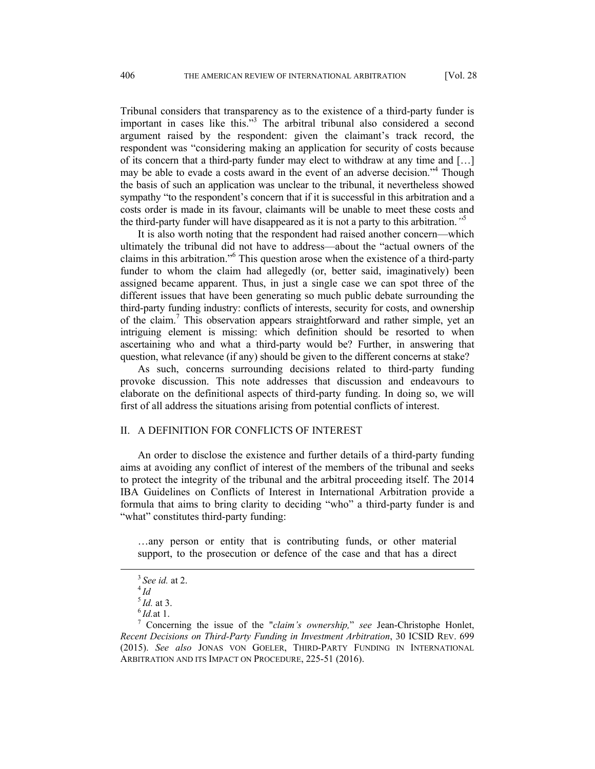Tribunal considers that transparency as to the existence of a third-party funder is important in cases like this."[3] The arbitral tribunal also considered a second argument raised by the respondent: given the claimant's track record, the respondent was "considering making an application for security of costs because of its concern that a third-party funder may elect to withdraw at any time and […] may be able to evade a costs award in the event of an adverse decision."[4] Though the basis of such an application was unclear to the tribunal, it nevertheless showed sympathy "to the respondent's concern that if it is successful in this arbitration and a costs order is made in its favour, claimants will be unable to meet these costs and the third-party funder will have disappeared as it is not a party to this arbitration."[5]

It is also worth noting that the respondent had raised another concern—which ultimately the tribunal did not have to address—about the "actual owners of the claims in this arbitration."[6] This question arose when the existence of a third-party funder to whom the claim had allegedly (or, better said, imaginatively) been assigned became apparent. Thus, in just a single case we can spot three of the different issues that have been generating so much public debate surrounding the third-party funding industry: conflicts of interests, security for costs, and ownership of the claim.[7] This observation appears straightforward and rather simple, yet an intriguing element is missing: which definition should be resorted to when ascertaining who and what a third-party would be? Further, in answering that question, what relevance (if any) should be given to the different concerns at stake?

As such, concerns surrounding decisions related to third-party funding provoke discussion. This note addresses that discussion and endeavours to elaborate on the definitional aspects of third-party funding. In doing so, we will first of all address the situations arising from potential conflicts of interest.

## II. A DEFINITION FOR CONFLICTS OF INTEREST

An order to disclose the existence and further details of a third-party funding aims at avoiding any conflict of interest of the members of the tribunal and seeks to protect the integrity of the tribunal and the arbitral proceeding itself. The 2014 IBA Guidelines on Conflicts of Interest in International Arbitration provide a formula that aims to bring clarity to deciding "who" a third-party funder is and "what" constitutes third-party funding:

> …any person or entity that is contributing funds, or other material support, to the prosecution or defence of the case and that has a direct

---

[3] *See id.* at 2.

[4] *Id*

[5] *Id.* at 3.

[6] *Id.*at 1.

[7] Concerning the issue of the "*claim's ownership,*" *see* Jean-Christophe Honlet, *Recent Decisions on Third-Party Funding in Investment Arbitration*, 30 ICSID REV. 699 (2015). *See also* JONAS VON GOELER, THIRD-PARTY FUNDING IN INTERNATIONAL ARBITRATION AND ITS IMPACT ON PROCEDURE, 225-51 (2016).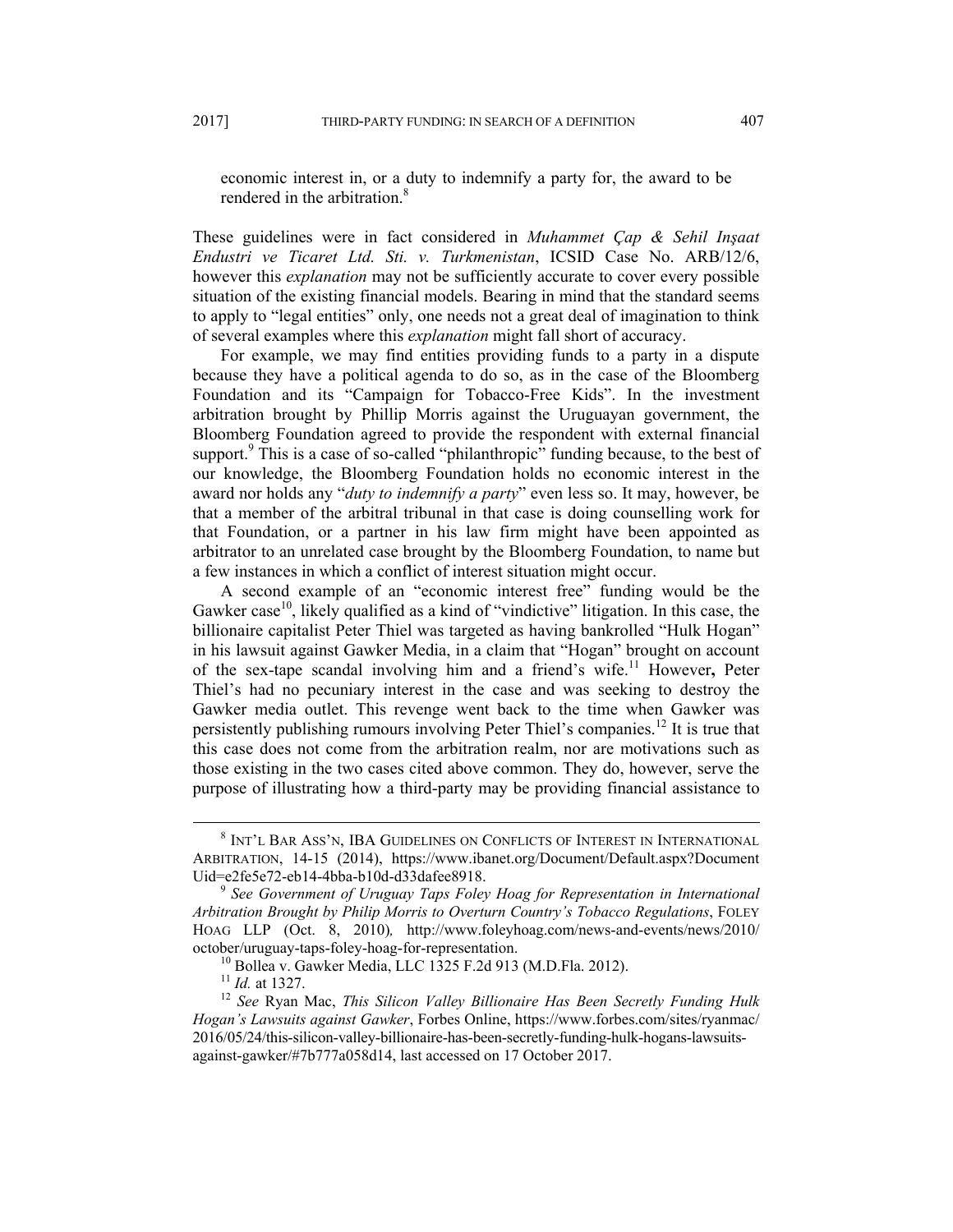economic interest in, or a duty to indemnify a party for, the award to be rendered in the arbitration.[8]

These guidelines were in fact considered in *Muhammet Çap & Sehil Inşaat Endustri ve Ticaret Ltd. Sti. v. Turkmenistan*, ICSID Case No. ARB/12/6, however this *explanation* may not be sufficiently accurate to cover every possible situation of the existing financial models. Bearing in mind that the standard seems to apply to "legal entities" only, one needs not a great deal of imagination to think of several examples where this *explanation* might fall short of accuracy.

For example, we may find entities providing funds to a party in a dispute because they have a political agenda to do so, as in the case of the Bloomberg Foundation and its "Campaign for Tobacco-Free Kids". In the investment arbitration brought by Phillip Morris against the Uruguayan government, the Bloomberg Foundation agreed to provide the respondent with external financial support.[9] This is a case of so-called "philanthropic" funding because, to the best of our knowledge, the Bloomberg Foundation holds no economic interest in the award nor holds any "*duty to indemnify a party*" even less so. It may, however, be that a member of the arbitral tribunal in that case is doing counselling work for that Foundation, or a partner in his law firm might have been appointed as arbitrator to an unrelated case brought by the Bloomberg Foundation, to name but a few instances in which a conflict of interest situation might occur.

A second example of an "economic interest free" funding would be the Gawker case[10], likely qualified as a kind of "vindictive" litigation. In this case, the billionaire capitalist Peter Thiel was targeted as having bankrolled "Hulk Hogan" in his lawsuit against Gawker Media, in a claim that "Hogan" brought on account of the sex-tape scandal involving him and a friend's wife.[11] However**,** Peter Thiel's had no pecuniary interest in the case and was seeking to destroy the Gawker media outlet. This revenge went back to the time when Gawker was persistently publishing rumours involving Peter Thiel's companies.[12] It is true that this case does not come from the arbitration realm, nor are motivations such as those existing in the two cases cited above common. They do, however, serve the purpose of illustrating how a third-party may be providing financial assistance to

---

[8] INT'L BAR ASS'N, IBA GUIDELINES ON CONFLICTS OF INTEREST IN INTERNATIONAL ARBITRATION, 14-15 (2014), https://www.ibanet.org/Document/Default.aspx?DocumentUid=e2fe5e72-eb14-4bba-b10d-d33dafee8918.

[9] *See Government of Uruguay Taps Foley Hoag for Representation in International Arbitration Brought by Philip Morris to Overturn Country's Tobacco Regulations*, FOLEY HOAG LLP (Oct. 8, 2010)*,* http://www.foleyhoag.com/news-and-events/news/2010/october/uruguay-taps-foley-hoag-for-representation.

[10] Bollea v. Gawker Media, LLC 1325 F.2d 913 (M.D.Fla. 2012).

[11] *Id.* at 1327.

[12] *See* Ryan Mac, *This Silicon Valley Billionaire Has Been Secretly Funding Hulk Hogan's Lawsuits against Gawker*, Forbes Online, https://www.forbes.com/sites/ryanmac/2016/05/24/this-silicon-valley-billionaire-has-been-secretly-funding-hulk-hogans-lawsuits-against-gawker/#7b777a058d14, last accessed on 17 October 2017.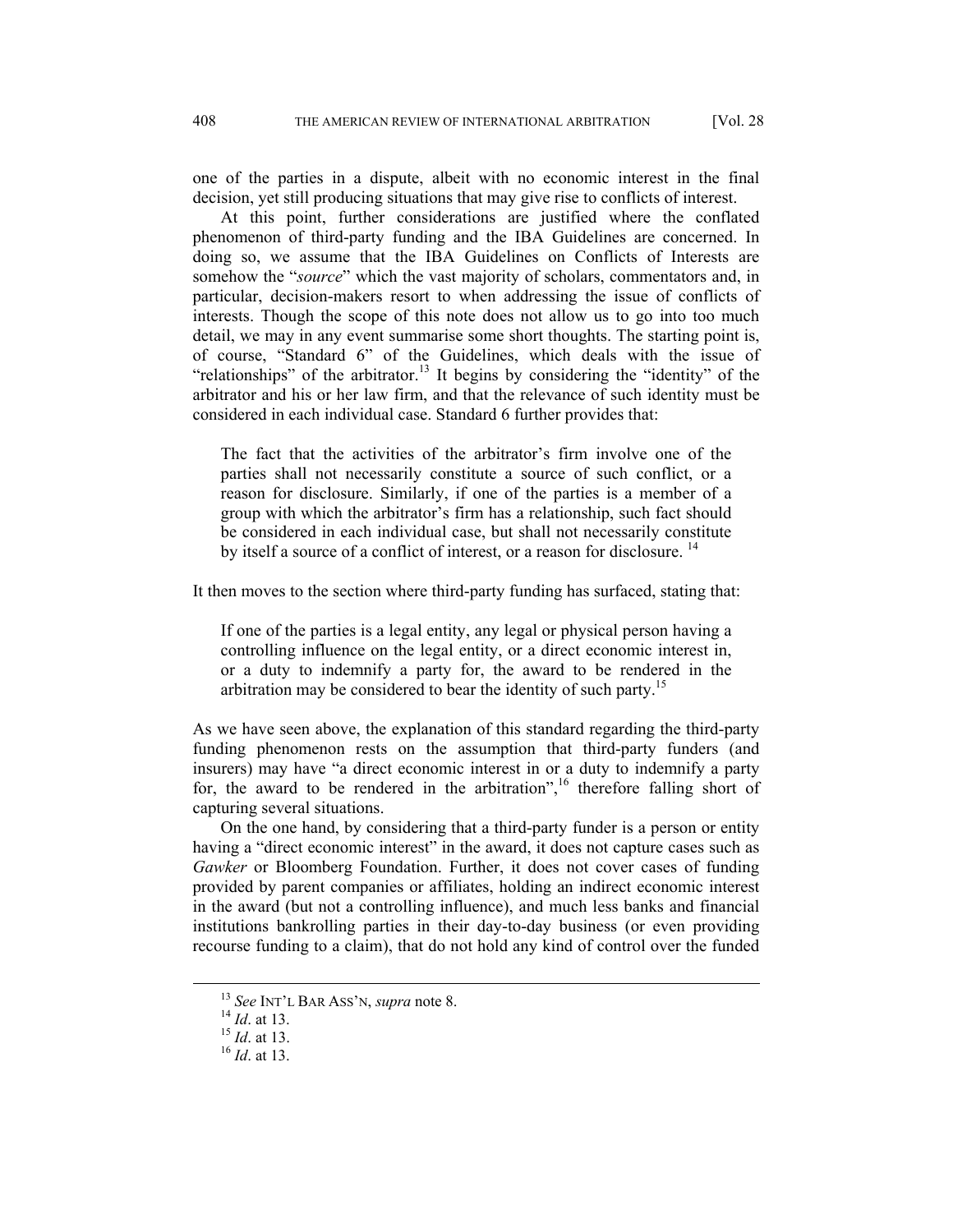one of the parties in a dispute, albeit with no economic interest in the final decision, yet still producing situations that may give rise to conflicts of interest.

At this point, further considerations are justified where the conflated phenomenon of third-party funding and the IBA Guidelines are concerned. In doing so, we assume that the IBA Guidelines on Conflicts of Interests are somehow the "*source*" which the vast majority of scholars, commentators and, in particular, decision-makers resort to when addressing the issue of conflicts of interests. Though the scope of this note does not allow us to go into too much detail, we may in any event summarise some short thoughts. The starting point is, of course, "Standard 6" of the Guidelines, which deals with the issue of "relationships" of the arbitrator.[13] It begins by considering the "identity" of the arbitrator and his or her law firm, and that the relevance of such identity must be considered in each individual case. Standard 6 further provides that:

> The fact that the activities of the arbitrator's firm involve one of the parties shall not necessarily constitute a source of such conflict, or a reason for disclosure. Similarly, if one of the parties is a member of a group with which the arbitrator's firm has a relationship, such fact should be considered in each individual case, but shall not necessarily constitute by itself a source of a conflict of interest, or a reason for disclosure. [14]

It then moves to the section where third-party funding has surfaced, stating that:

> If one of the parties is a legal entity, any legal or physical person having a controlling influence on the legal entity, or a direct economic interest in, or a duty to indemnify a party for, the award to be rendered in the arbitration may be considered to bear the identity of such party.[15]

As we have seen above, the explanation of this standard regarding the third-party funding phenomenon rests on the assumption that third-party funders (and insurers) may have "a direct economic interest in or a duty to indemnify a party for, the award to be rendered in the arbitration",[16] therefore falling short of capturing several situations.

On the one hand, by considering that a third-party funder is a person or entity having a "direct economic interest" in the award, it does not capture cases such as *Gawker* or Bloomberg Foundation. Further, it does not cover cases of funding provided by parent companies or affiliates, holding an indirect economic interest in the award (but not a controlling influence), and much less banks and financial institutions bankrolling parties in their day-to-day business (or even providing recourse funding to a claim), that do not hold any kind of control over the funded

---

[13] *See* INT'L BAR ASS'N, *supra* note 8.

[14] *Id*. at 13.

[15] *Id*. at 13.

[16] *Id*. at 13.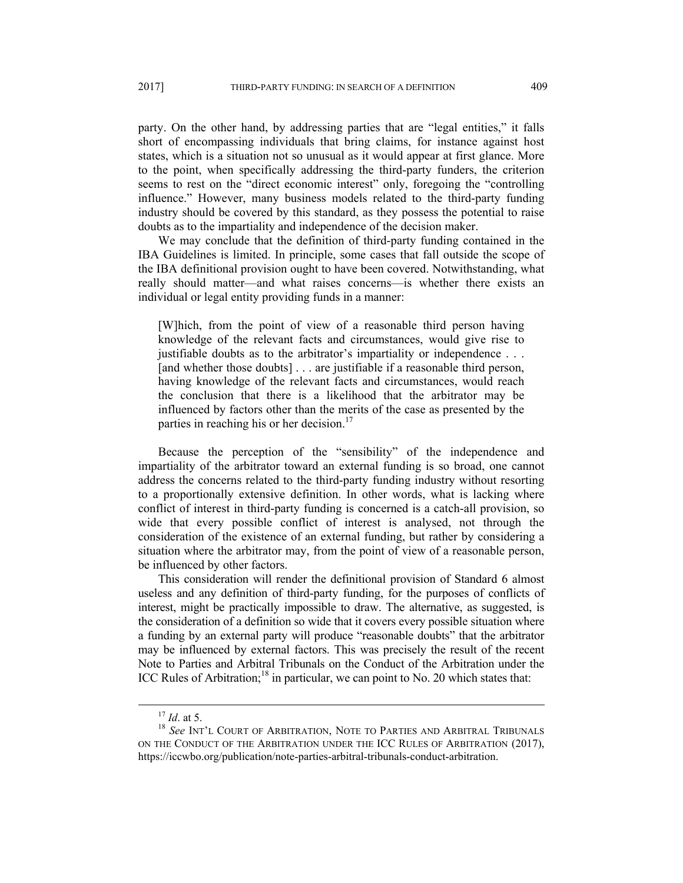party. On the other hand, by addressing parties that are "legal entities," it falls short of encompassing individuals that bring claims, for instance against host states, which is a situation not so unusual as it would appear at first glance. More to the point, when specifically addressing the third-party funders, the criterion seems to rest on the "direct economic interest" only, foregoing the "controlling influence." However, many business models related to the third-party funding industry should be covered by this standard, as they possess the potential to raise doubts as to the impartiality and independence of the decision maker.

We may conclude that the definition of third-party funding contained in the IBA Guidelines is limited. In principle, some cases that fall outside the scope of the IBA definitional provision ought to have been covered. Notwithstanding, what really should matter—and what raises concerns—is whether there exists an individual or legal entity providing funds in a manner:

> [W]hich, from the point of view of a reasonable third person having knowledge of the relevant facts and circumstances, would give rise to justifiable doubts as to the arbitrator's impartiality or independence . . . [and whether those doubts] . . . are justifiable if a reasonable third person, having knowledge of the relevant facts and circumstances, would reach the conclusion that there is a likelihood that the arbitrator may be influenced by factors other than the merits of the case as presented by the parties in reaching his or her decision.[17]

Because the perception of the "sensibility" of the independence and impartiality of the arbitrator toward an external funding is so broad, one cannot address the concerns related to the third-party funding industry without resorting to a proportionally extensive definition. In other words, what is lacking where conflict of interest in third-party funding is concerned is a catch-all provision, so wide that every possible conflict of interest is analysed, not through the consideration of the existence of an external funding, but rather by considering a situation where the arbitrator may, from the point of view of a reasonable person, be influenced by other factors.

This consideration will render the definitional provision of Standard 6 almost useless and any definition of third-party funding, for the purposes of conflicts of interest, might be practically impossible to draw. The alternative, as suggested, is the consideration of a definition so wide that it covers every possible situation where a funding by an external party will produce "reasonable doubts" that the arbitrator may be influenced by external factors. This was precisely the result of the recent Note to Parties and Arbitral Tribunals on the Conduct of the Arbitration under the ICC Rules of Arbitration;[18] in particular, we can point to No. 20 which states that:

---

[17] *Id*. at 5.

[18] *See* INT'L COURT OF ARBITRATION, NOTE TO PARTIES AND ARBITRAL TRIBUNALS ON THE CONDUCT OF THE ARBITRATION UNDER THE ICC RULES OF ARBITRATION (2017), https://iccwbo.org/publication/note-parties-arbitral-tribunals-conduct-arbitration.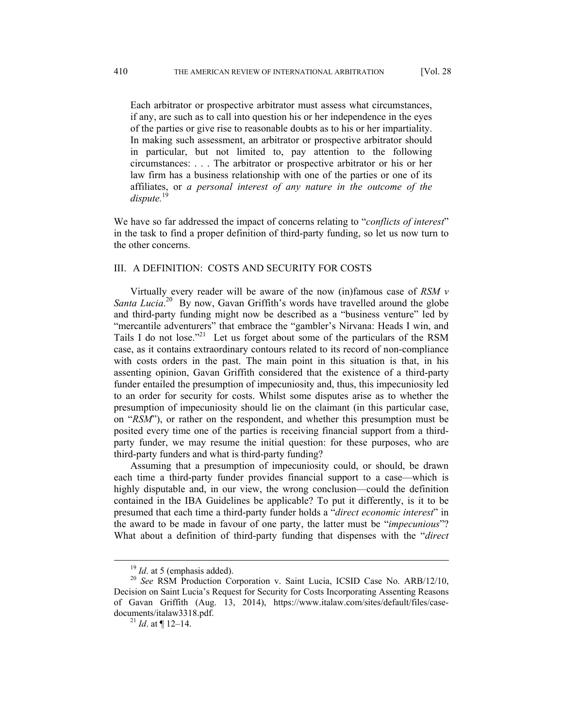> Each arbitrator or prospective arbitrator must assess what circumstances, if any, are such as to call into question his or her independence in the eyes of the parties or give rise to reasonable doubts as to his or her impartiality. In making such assessment, an arbitrator or prospective arbitrator should in particular, but not limited to, pay attention to the following circumstances: . . . The arbitrator or prospective arbitrator or his or her law firm has a business relationship with one of the parties or one of its affiliates, or *a personal interest of any nature in the outcome of the dispute.*[19]

We have so far addressed the impact of concerns relating to "*conflicts of interest*" in the task to find a proper definition of third-party funding, so let us now turn to the other concerns.

## III. A DEFINITION: COSTS AND SECURITY FOR COSTS

Virtually every reader will be aware of the now (in)famous case of *RSM v Santa Lucia*.[20] By now, Gavan Griffith's words have travelled around the globe and third-party funding might now be described as a "business venture" led by "mercantile adventurers" that embrace the "gambler's Nirvana: Heads I win, and Tails I do not lose."[21] Let us forget about some of the particulars of the RSM case, as it contains extraordinary contours related to its record of non-compliance with costs orders in the past. The main point in this situation is that, in his assenting opinion, Gavan Griffith considered that the existence of a third-party funder entailed the presumption of impecuniosity and, thus, this impecuniosity led to an order for security for costs. Whilst some disputes arise as to whether the presumption of impecuniosity should lie on the claimant (in this particular case, on "*RSM*"), or rather on the respondent, and whether this presumption must be posited every time one of the parties is receiving financial support from a third-party funder, we may resume the initial question: for these purposes, who are third-party funders and what is third-party funding?

Assuming that a presumption of impecuniosity could, or should, be drawn each time a third-party funder provides financial support to a case—which is highly disputable and, in our view, the wrong conclusion—could the definition contained in the IBA Guidelines be applicable? To put it differently, is it to be presumed that each time a third-party funder holds a "*direct economic interest*" in the award to be made in favour of one party, the latter must be "*impecunious*"? What about a definition of third-party funding that dispenses with the "*direct*

---

[19] *Id*. at 5 (emphasis added).

[20] *See* RSM Production Corporation v. Saint Lucia, ICSID Case No. ARB/12/10, Decision on Saint Lucia's Request for Security for Costs Incorporating Assenting Reasons of Gavan Griffith (Aug. 13, 2014), https://www.italaw.com/sites/default/files/case-documents/italaw3318.pdf.

[21] *Id*. at ¶ 12–14.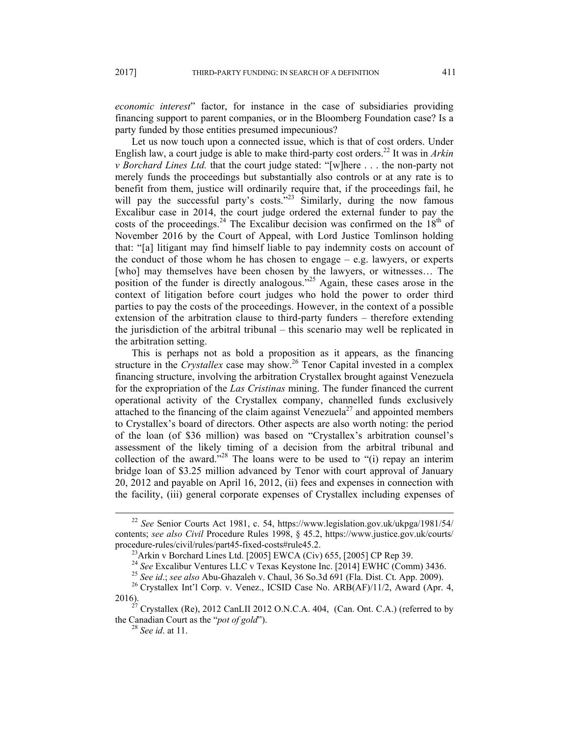*economic interest*" factor, for instance in the case of subsidiaries providing financing support to parent companies, or in the Bloomberg Foundation case? Is a party funded by those entities presumed impecunious?

Let us now touch upon a connected issue, which is that of cost orders. Under English law, a court judge is able to make third-party cost orders.[22] It was in *Arkin v Borchard Lines Ltd.* that the court judge stated: "[w]here . . . the non-party not merely funds the proceedings but substantially also controls or at any rate is to benefit from them, justice will ordinarily require that, if the proceedings fail, he will pay the successful party's costs."[23] Similarly, during the now famous Excalibur case in 2014, the court judge ordered the external funder to pay the costs of the proceedings.[24] The Excalibur decision was confirmed on the 18th of November 2016 by the Court of Appeal, with Lord Justice Tomlinson holding that: "[a] litigant may find himself liable to pay indemnity costs on account of the conduct of those whom he has chosen to engage – e.g. lawyers, or experts [who] may themselves have been chosen by the lawyers, or witnesses… The position of the funder is directly analogous."[25] Again, these cases arose in the context of litigation before court judges who hold the power to order third parties to pay the costs of the proceedings. However, in the context of a possible extension of the arbitration clause to third-party funders – therefore extending the jurisdiction of the arbitral tribunal – this scenario may well be replicated in the arbitration setting.

This is perhaps not as bold a proposition as it appears, as the financing structure in the *Crystallex* case may show.[26] Tenor Capital invested in a complex financing structure, involving the arbitration Crystallex brought against Venezuela for the expropriation of the *Las Cristinas* mining. The funder financed the current operational activity of the Crystallex company, channelled funds exclusively attached to the financing of the claim against Venezuela[27] and appointed members to Crystallex's board of directors. Other aspects are also worth noting: the period of the loan (of $36 million) was based on "Crystallex's arbitration counsel's assessment of the likely timing of a decision from the arbitral tribunal and collection of the award."[28] The loans were to be used to "(i) repay an interim bridge loan of $3.25 million advanced by Tenor with court approval of January 20, 2012 and payable on April 16, 2012, (ii) fees and expenses in connection with the facility, (iii) general corporate expenses of Crystallex including expenses of

---

[22] *See* Senior Courts Act 1981, c. 54, https://www.legislation.gov.uk/ukpga/1981/54/contents; *see also Civil* Procedure Rules 1998, § 45.2, https://www.justice.gov.uk/courts/procedure-rules/civil/rules/part45-fixed-costs#rule45.2.

[23] Arkin v Borchard Lines Ltd. [2005] EWCA (Civ) 655, [2005] CP Rep 39.

[24] *See* Excalibur Ventures LLC v Texas Keystone Inc. [2014] EWHC (Comm) 3436.

[25] *See id*.; *see also* Abu-Ghazaleh v. Chaul, 36 So.3d 691 (Fla. Dist. Ct. App. 2009).

[26] Crystallex Int'l Corp. v. Venez., ICSID Case No. ARB(AF)/11/2, Award (Apr. 4, 2016).

[27] Crystallex (Re), 2012 CanLII 2012 O.N.C.A. 404, (Can. Ont. C.A.) (referred to by the Canadian Court as the "*pot of gold*").

[28] *See id*. at 11.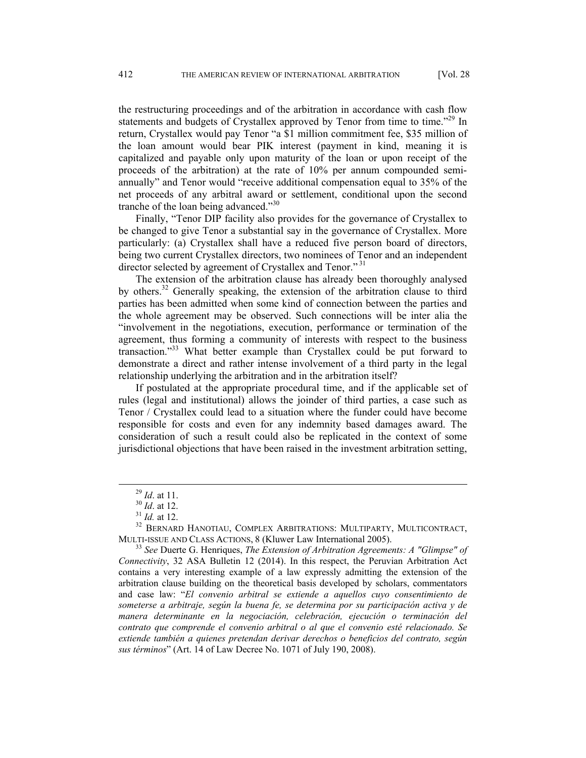the restructuring proceedings and of the arbitration in accordance with cash flow statements and budgets of Crystallex approved by Tenor from time to time."[29] In return, Crystallex would pay Tenor "a $1 million commitment fee, $35 million of the loan amount would bear PIK interest (payment in kind, meaning it is capitalized and payable only upon maturity of the loan or upon receipt of the proceeds of the arbitration) at the rate of 10% per annum compounded semi-annually" and Tenor would "receive additional compensation equal to 35% of the net proceeds of any arbitral award or settlement, conditional upon the second tranche of the loan being advanced."[30]

Finally, "Tenor DIP facility also provides for the governance of Crystallex to be changed to give Tenor a substantial say in the governance of Crystallex. More particularly: (a) Crystallex shall have a reduced five person board of directors, being two current Crystallex directors, two nominees of Tenor and an independent director selected by agreement of Crystallex and Tenor."[31]

The extension of the arbitration clause has already been thoroughly analysed by others.[32] Generally speaking, the extension of the arbitration clause to third parties has been admitted when some kind of connection between the parties and the whole agreement may be observed. Such connections will be inter alia the "involvement in the negotiations, execution, performance or termination of the agreement, thus forming a community of interests with respect to the business transaction."[33] What better example than Crystallex could be put forward to demonstrate a direct and rather intense involvement of a third party in the legal relationship underlying the arbitration and in the arbitration itself?

If postulated at the appropriate procedural time, and if the applicable set of rules (legal and institutional) allows the joinder of third parties, a case such as Tenor / Crystallex could lead to a situation where the funder could have become responsible for costs and even for any indemnity based damages award. The consideration of such a result could also be replicated in the context of some jurisdictional objections that have been raised in the investment arbitration setting,

---

[29] *Id*. at 11.

[30] *Id*. at 12.

[31] *Id.* at 12.

[32] BERNARD HANOTIAU, COMPLEX ARBITRATIONS: MULTIPARTY, MULTICONTRACT, MULTI-ISSUE AND CLASS ACTIONS, 8 (Kluwer Law International 2005).

[33] *See* Duerte G. Henriques, *The Extension of Arbitration Agreements: A "Glimpse" of Connectivity*, 32 ASA Bulletin 12 (2014). In this respect, the Peruvian Arbitration Act contains a very interesting example of a law expressly admitting the extension of the arbitration clause building on the theoretical basis developed by scholars, commentators and case law: "*El convenio arbitral se extiende a aquellos cuyo consentimiento de someterse a arbitraje, según la buena fe, se determina por su participación activa y de manera determinante en la negociación, celebración, ejecución o terminación del contrato que comprende el convenio arbitral o al que el convenio esté relacionado. Se extiende también a quienes pretendan derivar derechos o beneficios del contrato, según sus términos*" (Art. 14 of Law Decree No. 1071 of July 190, 2008).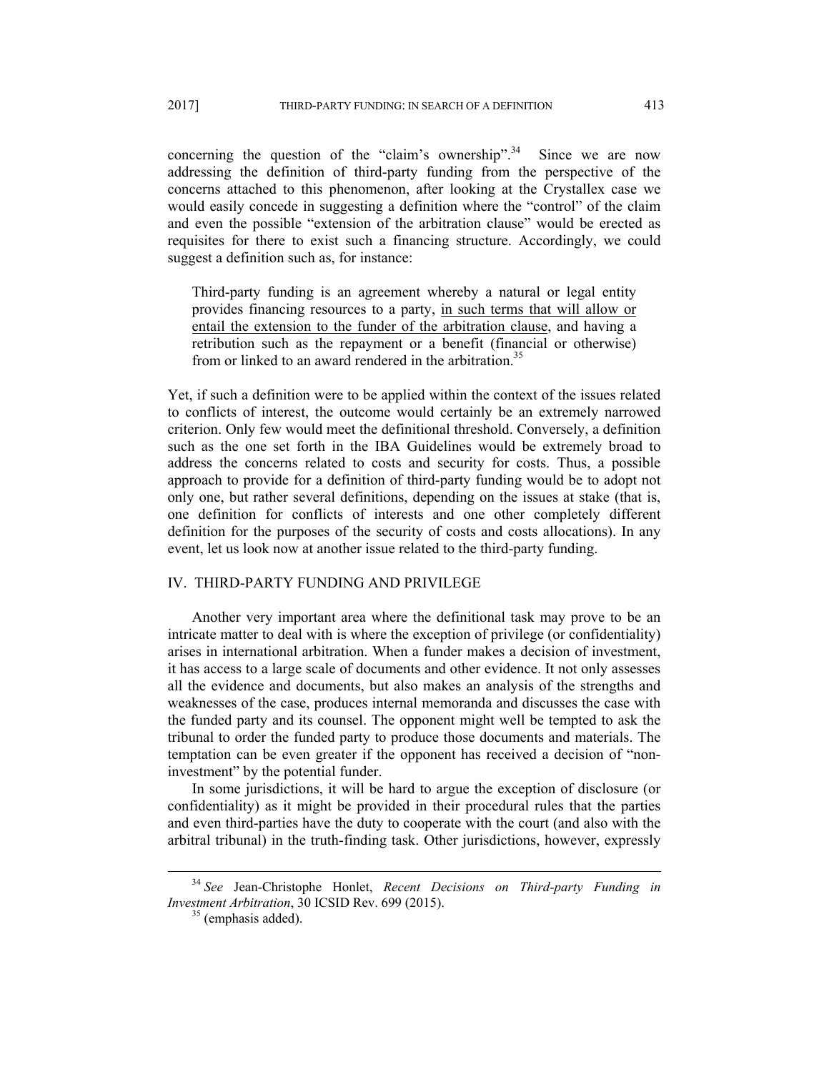concerning the question of the "claim's ownership".[34] Since we are now addressing the definition of third-party funding from the perspective of the concerns attached to this phenomenon, after looking at the Crystallex case we would easily concede in suggesting a definition where the "control" of the claim and even the possible "extension of the arbitration clause" would be erected as requisites for there to exist such a financing structure. Accordingly, we could suggest a definition such as, for instance:

> Third-party funding is an agreement whereby a natural or legal entity provides financing resources to a party, <u>in such terms that will allow or entail the extension to the funder of the arbitration clause</u>, and having a retribution such as the repayment or a benefit (financial or otherwise) from or linked to an award rendered in the arbitration.[35]

Yet, if such a definition were to be applied within the context of the issues related to conflicts of interest, the outcome would certainly be an extremely narrowed criterion. Only few would meet the definitional threshold. Conversely, a definition such as the one set forth in the IBA Guidelines would be extremely broad to address the concerns related to costs and security for costs. Thus, a possible approach to provide for a definition of third-party funding would be to adopt not only one, but rather several definitions, depending on the issues at stake (that is, one definition for conflicts of interests and one other completely different definition for the purposes of the security of costs and costs allocations). In any event, let us look now at another issue related to the third-party funding.

## IV. THIRD-PARTY FUNDING AND PRIVILEGE

Another very important area where the definitional task may prove to be an intricate matter to deal with is where the exception of privilege (or confidentiality) arises in international arbitration. When a funder makes a decision of investment, it has access to a large scale of documents and other evidence. It not only assesses all the evidence and documents, but also makes an analysis of the strengths and weaknesses of the case, produces internal memoranda and discusses the case with the funded party and its counsel. The opponent might well be tempted to ask the tribunal to order the funded party to produce those documents and materials. The temptation can be even greater if the opponent has received a decision of "non-investment" by the potential funder.

In some jurisdictions, it will be hard to argue the exception of disclosure (or confidentiality) as it might be provided in their procedural rules that the parties and even third-parties have the duty to cooperate with the court (and also with the arbitral tribunal) in the truth-finding task. Other jurisdictions, however, expressly

---

[34] *See* Jean-Christophe Honlet, *Recent Decisions on Third-party Funding in Investment Arbitration*, 30 ICSID Rev. 699 (2015).

[35] (emphasis added).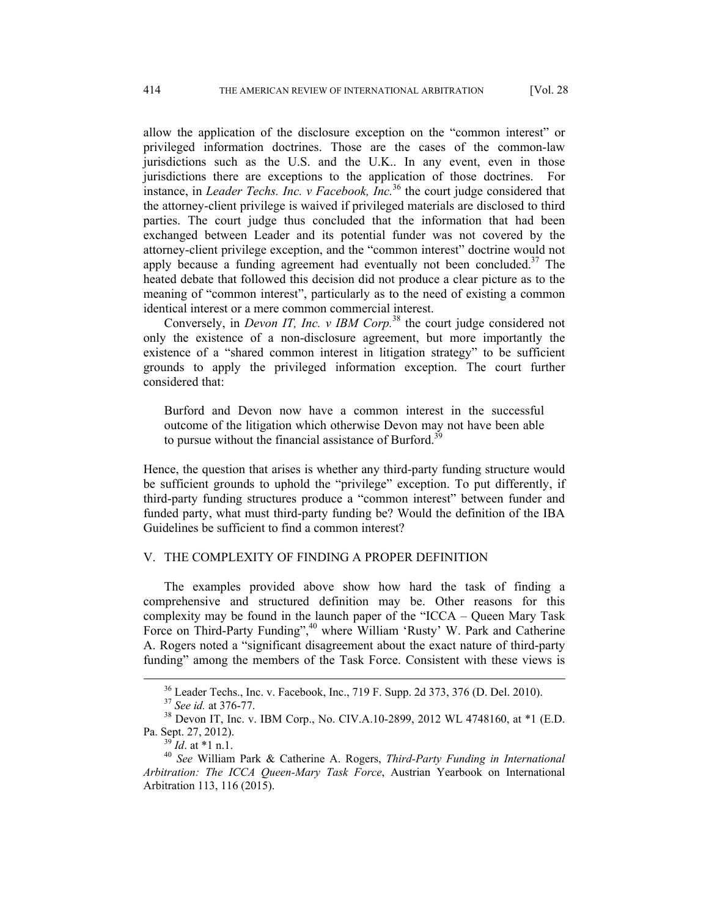allow the application of the disclosure exception on the "common interest" or privileged information doctrines. Those are the cases of the common-law jurisdictions such as the U.S. and the U.K.. In any event, even in those jurisdictions there are exceptions to the application of those doctrines. For instance, in *Leader Techs. Inc. v Facebook, Inc.*[36] the court judge considered that the attorney-client privilege is waived if privileged materials are disclosed to third parties. The court judge thus concluded that the information that had been exchanged between Leader and its potential funder was not covered by the attorney-client privilege exception, and the "common interest" doctrine would not apply because a funding agreement had eventually not been concluded.[37] The heated debate that followed this decision did not produce a clear picture as to the meaning of "common interest", particularly as to the need of existing a common identical interest or a mere common commercial interest.

Conversely, in *Devon IT, Inc. v IBM Corp.*[38] the court judge considered not only the existence of a non-disclosure agreement, but more importantly the existence of a "shared common interest in litigation strategy" to be sufficient grounds to apply the privileged information exception. The court further considered that:

> Burford and Devon now have a common interest in the successful outcome of the litigation which otherwise Devon may not have been able to pursue without the financial assistance of Burford.[39]

Hence, the question that arises is whether any third-party funding structure would be sufficient grounds to uphold the "privilege" exception. To put differently, if third-party funding structures produce a "common interest" between funder and funded party, what must third-party funding be? Would the definition of the IBA Guidelines be sufficient to find a common interest?

## V. THE COMPLEXITY OF FINDING A PROPER DEFINITION

The examples provided above show how hard the task of finding a comprehensive and structured definition may be. Other reasons for this complexity may be found in the launch paper of the "ICCA – Queen Mary Task Force on Third-Party Funding",[40] where William 'Rusty' W. Park and Catherine A. Rogers noted a "significant disagreement about the exact nature of third-party funding" among the members of the Task Force. Consistent with these views is

---

[36] Leader Techs., Inc. v. Facebook, Inc., 719 F. Supp. 2d 373, 376 (D. Del. 2010).

[37] *See id.* at 376-77.

[38] Devon IT, Inc. v. IBM Corp., No. CIV.A.10-2899, 2012 WL 4748160, at *1 (E.D. Pa. Sept. 27, 2012).

[39] *Id*. at *1 n.1.

[40] *See* William Park & Catherine A. Rogers, *Third-Party Funding in International Arbitration: The ICCA Queen-Mary Task Force*, Austrian Yearbook on International Arbitration 113, 116 (2015).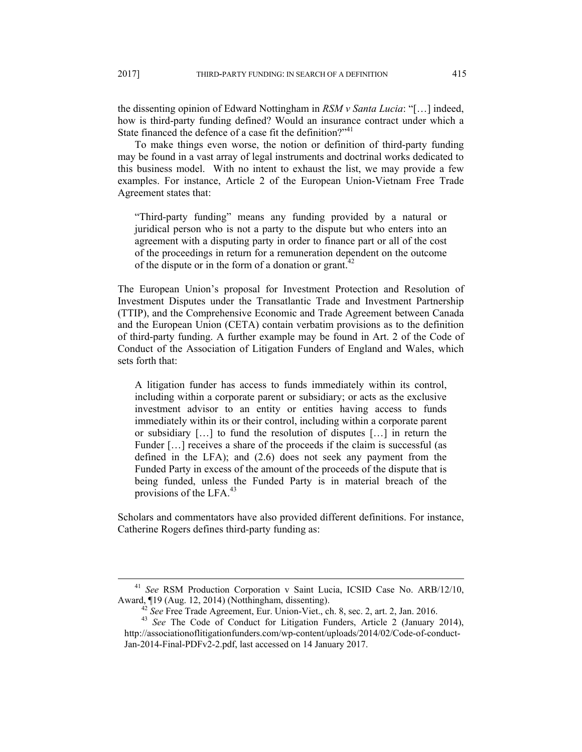the dissenting opinion of Edward Nottingham in *RSM v Santa Lucia*: "[…] indeed, how is third-party funding defined? Would an insurance contract under which a State financed the defence of a case fit the definition?"[41]

To make things even worse, the notion or definition of third-party funding may be found in a vast array of legal instruments and doctrinal works dedicated to this business model. With no intent to exhaust the list, we may provide a few examples. For instance, Article 2 of the European Union-Vietnam Free Trade Agreement states that:

> "Third-party funding" means any funding provided by a natural or juridical person who is not a party to the dispute but who enters into an agreement with a disputing party in order to finance part or all of the cost of the proceedings in return for a remuneration dependent on the outcome of the dispute or in the form of a donation or grant.[42]

The European Union's proposal for Investment Protection and Resolution of Investment Disputes under the Transatlantic Trade and Investment Partnership (TTIP), and the Comprehensive Economic and Trade Agreement between Canada and the European Union (CETA) contain verbatim provisions as to the definition of third-party funding. A further example may be found in Art. 2 of the Code of Conduct of the Association of Litigation Funders of England and Wales, which sets forth that:

> A litigation funder has access to funds immediately within its control, including within a corporate parent or subsidiary; or acts as the exclusive investment advisor to an entity or entities having access to funds immediately within its or their control, including within a corporate parent or subsidiary […] to fund the resolution of disputes […] in return the Funder […] receives a share of the proceeds if the claim is successful (as defined in the LFA); and (2.6) does not seek any payment from the Funded Party in excess of the amount of the proceeds of the dispute that is being funded, unless the Funded Party is in material breach of the provisions of the LFA.[43]

Scholars and commentators have also provided different definitions. For instance, Catherine Rogers defines third-party funding as:

---

[41] *See* RSM Production Corporation v Saint Lucia, ICSID Case No. ARB/12/10, Award, ¶19 (Aug. 12, 2014) (Notthingham, dissenting).

[42] *See* Free Trade Agreement, Eur. Union-Viet., ch. 8, sec. 2, art. 2, Jan. 2016.

[43] *See* The Code of Conduct for Litigation Funders, Article 2 (January 2014), http://associationoflitigationfunders.com/wp-content/uploads/2014/02/Code-of-conduct-Jan-2014-Final-PDFv2-2.pdf, last accessed on 14 January 2017.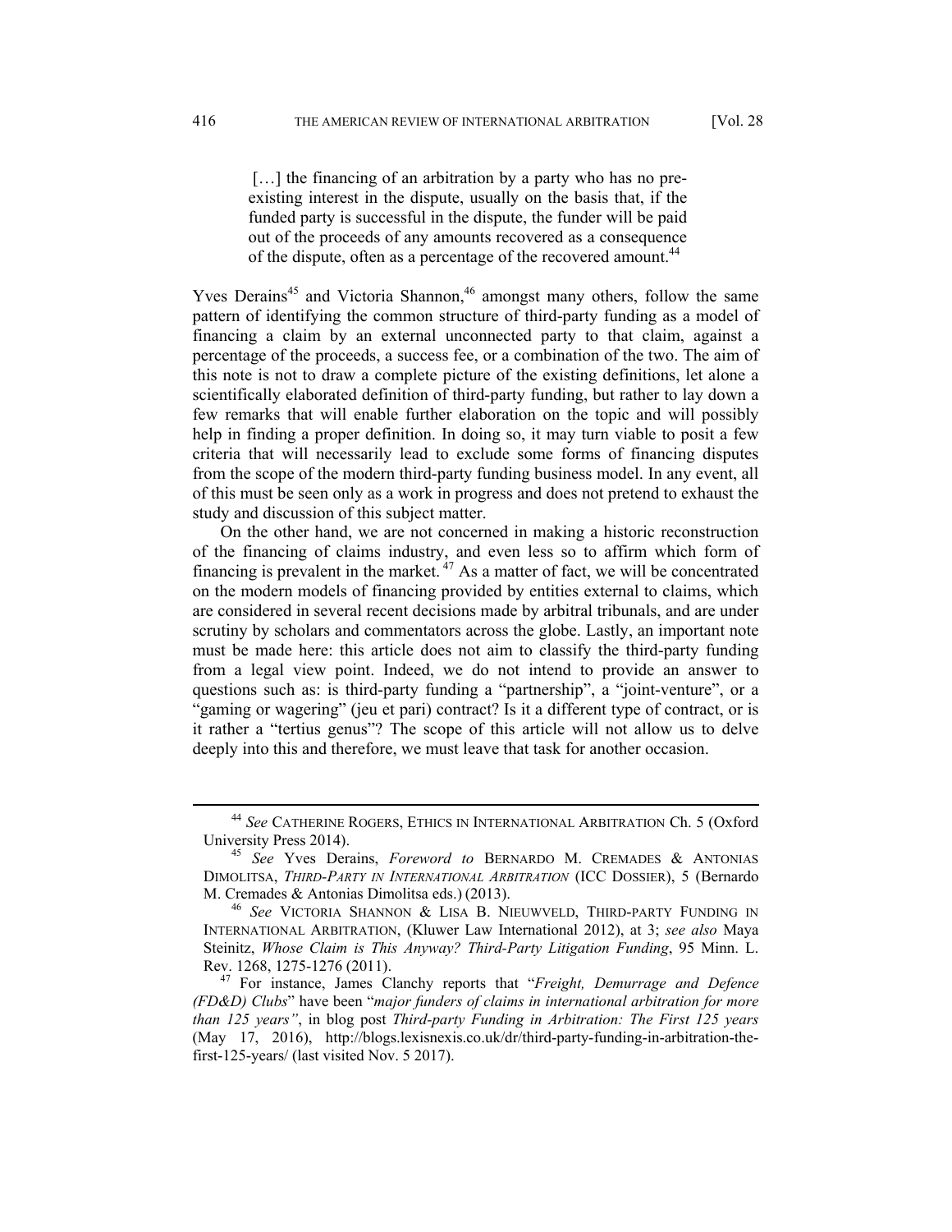> […] the financing of an arbitration by a party who has no pre-existing interest in the dispute, usually on the basis that, if the funded party is successful in the dispute, the funder will be paid out of the proceeds of any amounts recovered as a consequence of the dispute, often as a percentage of the recovered amount.[44]

Yves Derains[45] and Victoria Shannon,[46] amongst many others, follow the same pattern of identifying the common structure of third-party funding as a model of financing a claim by an external unconnected party to that claim, against a percentage of the proceeds, a success fee, or a combination of the two. The aim of this note is not to draw a complete picture of the existing definitions, let alone a scientifically elaborated definition of third-party funding, but rather to lay down a few remarks that will enable further elaboration on the topic and will possibly help in finding a proper definition. In doing so, it may turn viable to posit a few criteria that will necessarily lead to exclude some forms of financing disputes from the scope of the modern third-party funding business model. In any event, all of this must be seen only as a work in progress and does not pretend to exhaust the study and discussion of this subject matter.

On the other hand, we are not concerned in making a historic reconstruction of the financing of claims industry, and even less so to affirm which form of financing is prevalent in the market.[47] As a matter of fact, we will be concentrated on the modern models of financing provided by entities external to claims, which are considered in several recent decisions made by arbitral tribunals, and are under scrutiny by scholars and commentators across the globe. Lastly, an important note must be made here: this article does not aim to classify the third-party funding from a legal view point. Indeed, we do not intend to provide an answer to questions such as: is third-party funding a "partnership", a "joint-venture", or a "gaming or wagering" (jeu et pari) contract? Is it a different type of contract, or is it rather a "tertius genus"? The scope of this article will not allow us to delve deeply into this and therefore, we must leave that task for another occasion.

---

[44] *See* CATHERINE ROGERS, ETHICS IN INTERNATIONAL ARBITRATION Ch. 5 (Oxford University Press 2014).

[45] *See* Yves Derains, *Foreword to* BERNARDO M. CREMADES & ANTONIAS DIMOLITSA, *THIRD-PARTY IN INTERNATIONAL ARBITRATION* (ICC DOSSIER), 5 (Bernardo M. Cremades & Antonias Dimolitsa eds.) (2013).

[46] *See* VICTORIA SHANNON & LISA B. NIEUWVELD, THIRD-PARTY FUNDING IN INTERNATIONAL ARBITRATION, (Kluwer Law International 2012), at 3; *see also* Maya Steinitz, *Whose Claim is This Anyway? Third-Party Litigation Funding*, 95 Minn. L. Rev. 1268, 1275-1276 (2011).

[47] For instance, James Clanchy reports that "*Freight, Demurrage and Defence (FD&D) Clubs*" have been "*major funders of claims in international arbitration for more than 125 years"*, in blog post *Third-party Funding in Arbitration: The First 125 years* (May 17, 2016), http://blogs.lexisnexis.co.uk/dr/third-party-funding-in-arbitration-the-first-125-years/ (last visited Nov. 5 2017).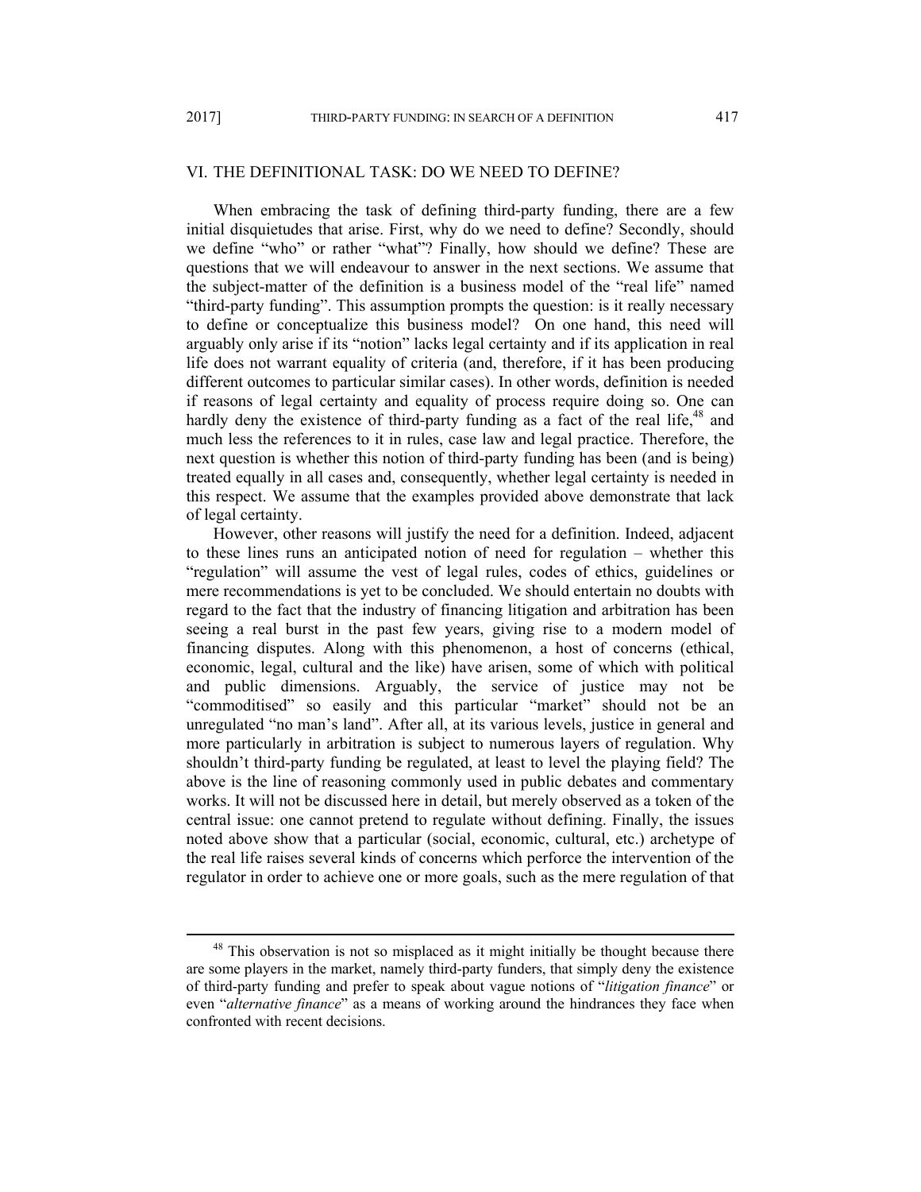## VI. THE DEFINITIONAL TASK: DO WE NEED TO DEFINE?

When embracing the task of defining third-party funding, there are a few initial disquietudes that arise. First, why do we need to define? Secondly, should we define "who" or rather "what"? Finally, how should we define? These are questions that we will endeavour to answer in the next sections. We assume that the subject-matter of the definition is a business model of the "real life" named "third-party funding". This assumption prompts the question: is it really necessary to define or conceptualize this business model? On one hand, this need will arguably only arise if its "notion" lacks legal certainty and if its application in real life does not warrant equality of criteria (and, therefore, if it has been producing different outcomes to particular similar cases). In other words, definition is needed if reasons of legal certainty and equality of process require doing so. One can hardly deny the existence of third-party funding as a fact of the real life,[48] and much less the references to it in rules, case law and legal practice. Therefore, the next question is whether this notion of third-party funding has been (and is being) treated equally in all cases and, consequently, whether legal certainty is needed in this respect. We assume that the examples provided above demonstrate that lack of legal certainty.

However, other reasons will justify the need for a definition. Indeed, adjacent to these lines runs an anticipated notion of need for regulation – whether this "regulation" will assume the vest of legal rules, codes of ethics, guidelines or mere recommendations is yet to be concluded. We should entertain no doubts with regard to the fact that the industry of financing litigation and arbitration has been seeing a real burst in the past few years, giving rise to a modern model of financing disputes. Along with this phenomenon, a host of concerns (ethical, economic, legal, cultural and the like) have arisen, some of which with political and public dimensions. Arguably, the service of justice may not be "commoditised" so easily and this particular "market" should not be an unregulated "no man's land". After all, at its various levels, justice in general and more particularly in arbitration is subject to numerous layers of regulation. Why shouldn't third-party funding be regulated, at least to level the playing field? The above is the line of reasoning commonly used in public debates and commentary works. It will not be discussed here in detail, but merely observed as a token of the central issue: one cannot pretend to regulate without defining. Finally, the issues noted above show that a particular (social, economic, cultural, etc.) archetype of the real life raises several kinds of concerns which perforce the intervention of the regulator in order to achieve one or more goals, such as the mere regulation of that

---

[48] This observation is not so misplaced as it might initially be thought because there are some players in the market, namely third-party funders, that simply deny the existence of third-party funding and prefer to speak about vague notions of "*litigation finance*" or even "*alternative finance*" as a means of working around the hindrances they face when confronted with recent decisions.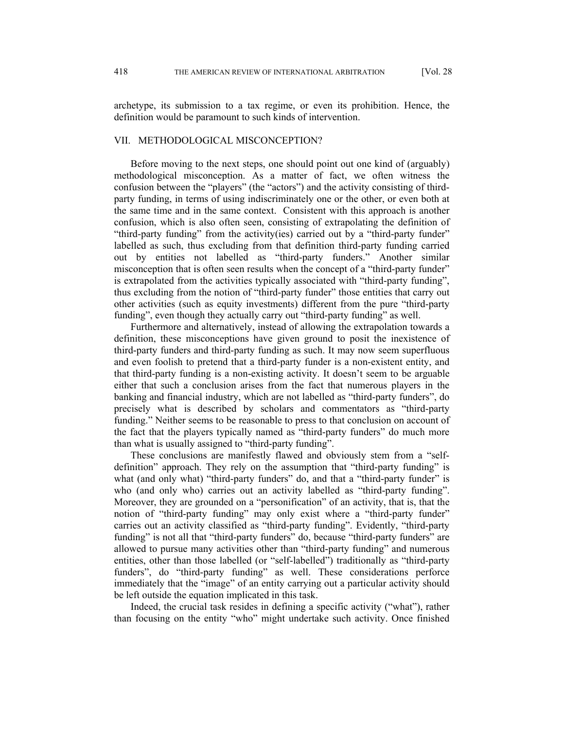archetype, its submission to a tax regime, or even its prohibition. Hence, the definition would be paramount to such kinds of intervention.

## VII. METHODOLOGICAL MISCONCEPTION?

Before moving to the next steps, one should point out one kind of (arguably) methodological misconception. As a matter of fact, we often witness the confusion between the "players" (the "actors") and the activity consisting of third-party funding, in terms of using indiscriminately one or the other, or even both at the same time and in the same context. Consistent with this approach is another confusion, which is also often seen, consisting of extrapolating the definition of "third-party funding" from the activity(ies) carried out by a "third-party funder" labelled as such, thus excluding from that definition third-party funding carried out by entities not labelled as "third-party funders." Another similar misconception that is often seen results when the concept of a "third-party funder" is extrapolated from the activities typically associated with "third-party funding", thus excluding from the notion of "third-party funder" those entities that carry out other activities (such as equity investments) different from the pure "third-party funding", even though they actually carry out "third-party funding" as well.

Furthermore and alternatively, instead of allowing the extrapolation towards a definition, these misconceptions have given ground to posit the inexistence of third-party funders and third-party funding as such. It may now seem superfluous and even foolish to pretend that a third-party funder is a non-existent entity, and that third-party funding is a non-existing activity. It doesn't seem to be arguable either that such a conclusion arises from the fact that numerous players in the banking and financial industry, which are not labelled as "third-party funders", do precisely what is described by scholars and commentators as "third-party funding." Neither seems to be reasonable to press to that conclusion on account of the fact that the players typically named as "third-party funders" do much more than what is usually assigned to "third-party funding".

These conclusions are manifestly flawed and obviously stem from a "self-definition" approach. They rely on the assumption that "third-party funding" is what (and only what) "third-party funders" do, and that a "third-party funder" is who (and only who) carries out an activity labelled as "third-party funding". Moreover, they are grounded on a "personification" of an activity, that is, that the notion of "third-party funding" may only exist where a "third-party funder" carries out an activity classified as "third-party funding". Evidently, "third-party funding" is not all that "third-party funders" do, because "third-party funders" are allowed to pursue many activities other than "third-party funding" and numerous entities, other than those labelled (or "self-labelled") traditionally as "third-party funders", do "third-party funding" as well. These considerations perforce immediately that the "image" of an entity carrying out a particular activity should be left outside the equation implicated in this task.

Indeed, the crucial task resides in defining a specific activity ("what"), rather than focusing on the entity "who" might undertake such activity. Once finished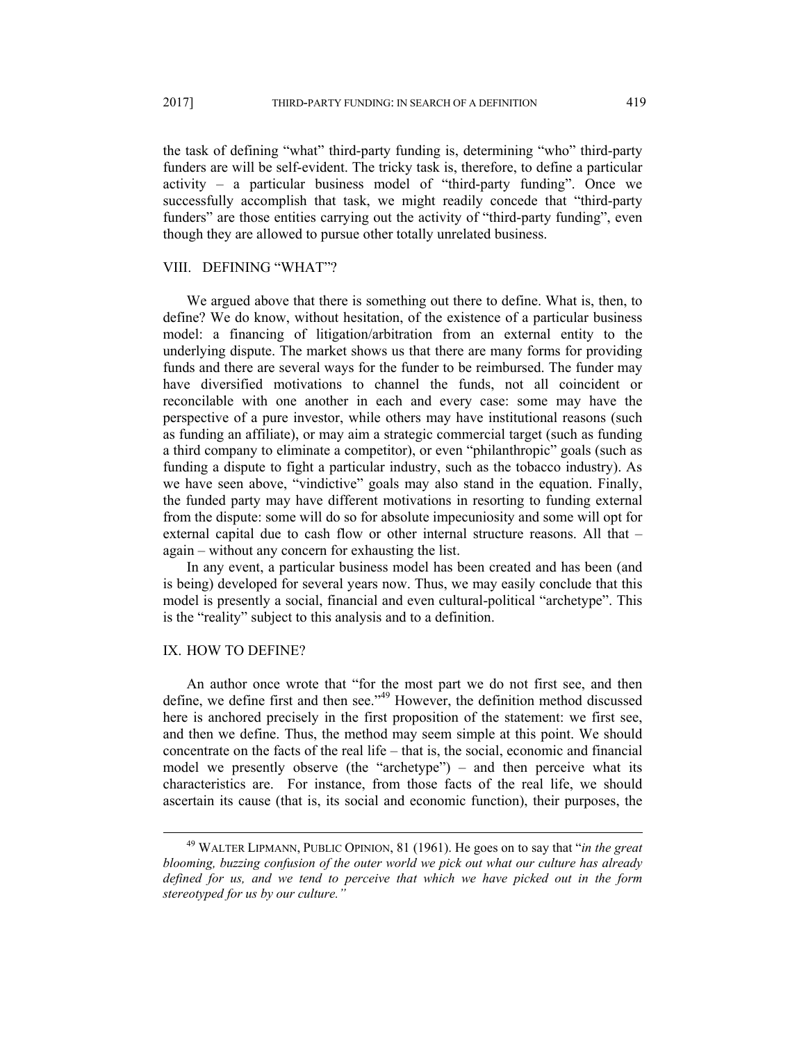the task of defining "what" third-party funding is, determining "who" third-party funders are will be self-evident. The tricky task is, therefore, to define a particular activity – a particular business model of "third-party funding". Once we successfully accomplish that task, we might readily concede that "third-party funders" are those entities carrying out the activity of "third-party funding", even though they are allowed to pursue other totally unrelated business.

## VIII. DEFINING "WHAT"?

We argued above that there is something out there to define. What is, then, to define? We do know, without hesitation, of the existence of a particular business model: a financing of litigation/arbitration from an external entity to the underlying dispute. The market shows us that there are many forms for providing funds and there are several ways for the funder to be reimbursed. The funder may have diversified motivations to channel the funds, not all coincident or reconcilable with one another in each and every case: some may have the perspective of a pure investor, while others may have institutional reasons (such as funding an affiliate), or may aim a strategic commercial target (such as funding a third company to eliminate a competitor), or even "philanthropic" goals (such as funding a dispute to fight a particular industry, such as the tobacco industry). As we have seen above, "vindictive" goals may also stand in the equation. Finally, the funded party may have different motivations in resorting to funding external from the dispute: some will do so for absolute impecuniosity and some will opt for external capital due to cash flow or other internal structure reasons. All that – again – without any concern for exhausting the list.

In any event, a particular business model has been created and has been (and is being) developed for several years now. Thus, we may easily conclude that this model is presently a social, financial and even cultural-political "archetype". This is the "reality" subject to this analysis and to a definition.

## IX. HOW TO DEFINE?

An author once wrote that "for the most part we do not first see, and then define, we define first and then see."[49] However, the definition method discussed here is anchored precisely in the first proposition of the statement: we first see, and then we define. Thus, the method may seem simple at this point. We should concentrate on the facts of the real life – that is, the social, economic and financial model we presently observe (the "archetype") – and then perceive what its characteristics are. For instance, from those facts of the real life, we should ascertain its cause (that is, its social and economic function), their purposes, the

---

[49] WALTER LIPMANN, PUBLIC OPINION, 81 (1961). He goes on to say that "*in the great blooming, buzzing confusion of the outer world we pick out what our culture has already defined for us, and we tend to perceive that which we have picked out in the form stereotyped for us by our culture."*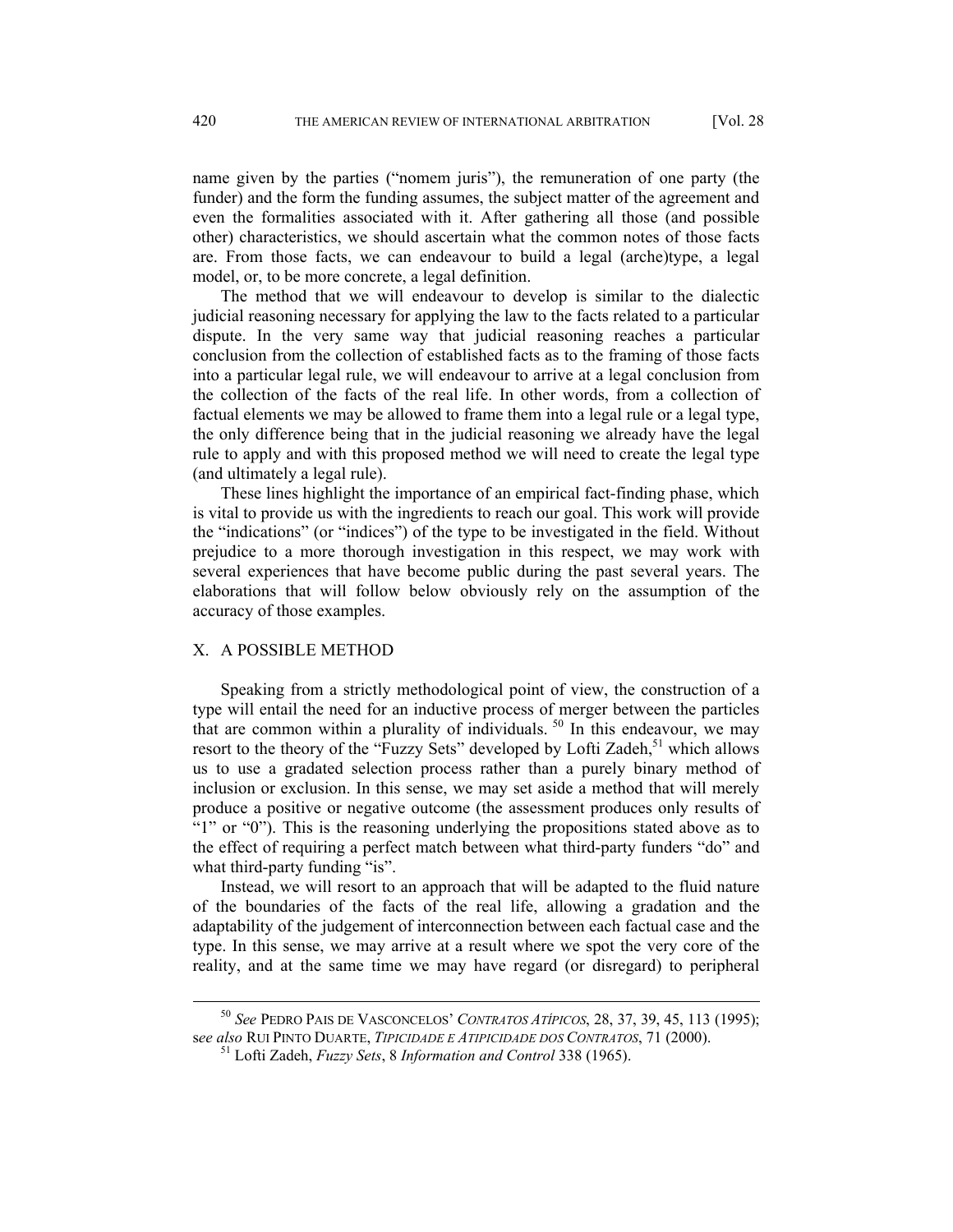name given by the parties ("nomem juris"), the remuneration of one party (the funder) and the form the funding assumes, the subject matter of the agreement and even the formalities associated with it. After gathering all those (and possible other) characteristics, we should ascertain what the common notes of those facts are. From those facts, we can endeavour to build a legal (arche)type, a legal model, or, to be more concrete, a legal definition.

The method that we will endeavour to develop is similar to the dialectic judicial reasoning necessary for applying the law to the facts related to a particular dispute. In the very same way that judicial reasoning reaches a particular conclusion from the collection of established facts as to the framing of those facts into a particular legal rule, we will endeavour to arrive at a legal conclusion from the collection of the facts of the real life. In other words, from a collection of factual elements we may be allowed to frame them into a legal rule or a legal type, the only difference being that in the judicial reasoning we already have the legal rule to apply and with this proposed method we will need to create the legal type (and ultimately a legal rule).

These lines highlight the importance of an empirical fact-finding phase, which is vital to provide us with the ingredients to reach our goal. This work will provide the "indications" (or "indices") of the type to be investigated in the field. Without prejudice to a more thorough investigation in this respect, we may work with several experiences that have become public during the past several years. The elaborations that will follow below obviously rely on the assumption of the accuracy of those examples.

## X. A POSSIBLE METHOD

Speaking from a strictly methodological point of view, the construction of a type will entail the need for an inductive process of merger between the particles that are common within a plurality of individuals. [50] In this endeavour, we may resort to the theory of the "Fuzzy Sets" developed by Lofti Zadeh,[51] which allows us to use a gradated selection process rather than a purely binary method of inclusion or exclusion. In this sense, we may set aside a method that will merely produce a positive or negative outcome (the assessment produces only results of "1" or "0"). This is the reasoning underlying the propositions stated above as to the effect of requiring a perfect match between what third-party funders "do" and what third-party funding "is".

Instead, we will resort to an approach that will be adapted to the fluid nature of the boundaries of the facts of the real life, allowing a gradation and the adaptability of the judgement of interconnection between each factual case and the type. In this sense, we may arrive at a result where we spot the very core of the reality, and at the same time we may have regard (or disregard) to peripheral

[50] *See* PEDRO PAIS DE VASCONCELOS' *CONTRATOS ATÍPICOS*, 28, 37, 39, 45, 113 (1995); s*ee also* RUI PINTO DUARTE, *TIPICIDADE E ATIPICIDADE DOS CONTRATOS*, 71 (2000).

[51] Lofti Zadeh, *Fuzzy Sets*, 8 *Information and Control* 338 (1965).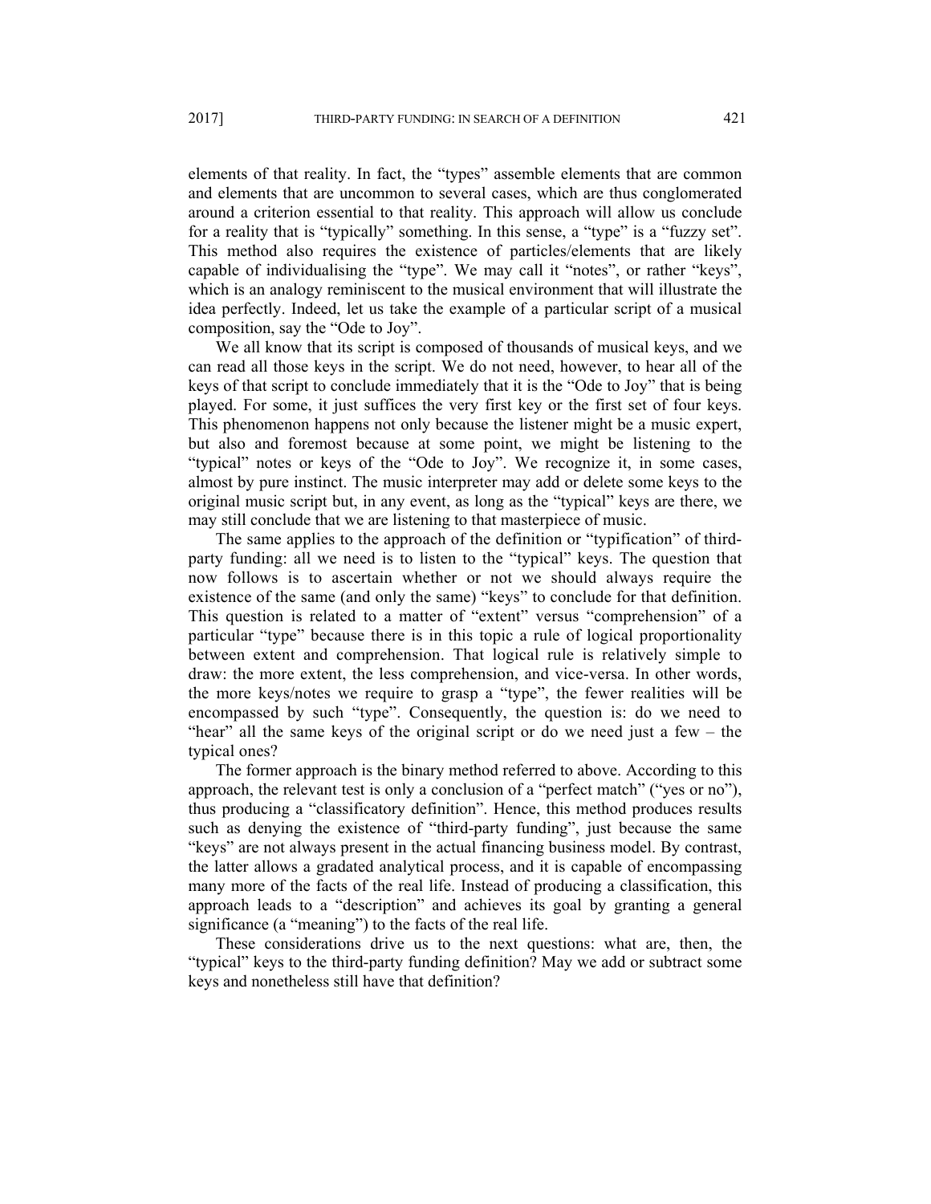elements of that reality. In fact, the "types" assemble elements that are common and elements that are uncommon to several cases, which are thus conglomerated around a criterion essential to that reality. This approach will allow us conclude for a reality that is "typically" something. In this sense, a "type" is a "fuzzy set". This method also requires the existence of particles/elements that are likely capable of individualising the "type". We may call it "notes", or rather "keys", which is an analogy reminiscent to the musical environment that will illustrate the idea perfectly. Indeed, let us take the example of a particular script of a musical composition, say the "Ode to Joy".

We all know that its script is composed of thousands of musical keys, and we can read all those keys in the script. We do not need, however, to hear all of the keys of that script to conclude immediately that it is the "Ode to Joy" that is being played. For some, it just suffices the very first key or the first set of four keys. This phenomenon happens not only because the listener might be a music expert, but also and foremost because at some point, we might be listening to the "typical" notes or keys of the "Ode to Joy". We recognize it, in some cases, almost by pure instinct. The music interpreter may add or delete some keys to the original music script but, in any event, as long as the "typical" keys are there, we may still conclude that we are listening to that masterpiece of music.

The same applies to the approach of the definition or "typification" of third-party funding: all we need is to listen to the "typical" keys. The question that now follows is to ascertain whether or not we should always require the existence of the same (and only the same) "keys" to conclude for that definition. This question is related to a matter of "extent" versus "comprehension" of a particular "type" because there is in this topic a rule of logical proportionality between extent and comprehension. That logical rule is relatively simple to draw: the more extent, the less comprehension, and vice-versa. In other words, the more keys/notes we require to grasp a "type", the fewer realities will be encompassed by such "type". Consequently, the question is: do we need to "hear" all the same keys of the original script or do we need just a few – the typical ones?

The former approach is the binary method referred to above. According to this approach, the relevant test is only a conclusion of a "perfect match" ("yes or no"), thus producing a "classificatory definition". Hence, this method produces results such as denying the existence of "third-party funding", just because the same "keys" are not always present in the actual financing business model. By contrast, the latter allows a gradated analytical process, and it is capable of encompassing many more of the facts of the real life. Instead of producing a classification, this approach leads to a "description" and achieves its goal by granting a general significance (a "meaning") to the facts of the real life.

These considerations drive us to the next questions: what are, then, the "typical" keys to the third-party funding definition? May we add or subtract some keys and nonetheless still have that definition?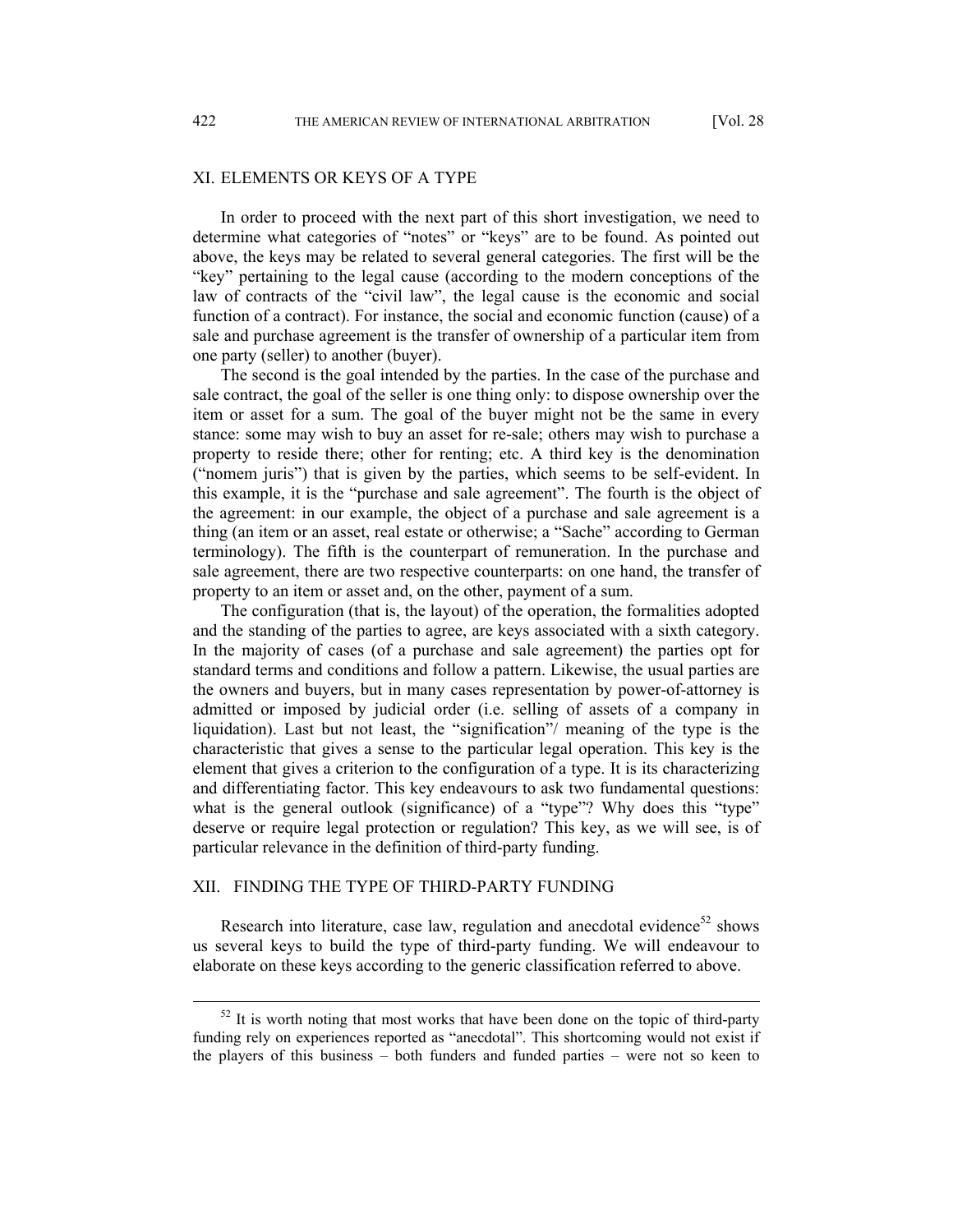## XI. ELEMENTS OR KEYS OF A TYPE

In order to proceed with the next part of this short investigation, we need to determine what categories of "notes" or "keys" are to be found. As pointed out above, the keys may be related to several general categories. The first will be the "key" pertaining to the legal cause (according to the modern conceptions of the law of contracts of the "civil law", the legal cause is the economic and social function of a contract). For instance, the social and economic function (cause) of a sale and purchase agreement is the transfer of ownership of a particular item from one party (seller) to another (buyer).

The second is the goal intended by the parties. In the case of the purchase and sale contract, the goal of the seller is one thing only: to dispose ownership over the item or asset for a sum. The goal of the buyer might not be the same in every stance: some may wish to buy an asset for re-sale; others may wish to purchase a property to reside there; other for renting; etc. A third key is the denomination ("nomem juris") that is given by the parties, which seems to be self-evident. In this example, it is the "purchase and sale agreement". The fourth is the object of the agreement: in our example, the object of a purchase and sale agreement is a thing (an item or an asset, real estate or otherwise; a "Sache" according to German terminology). The fifth is the counterpart of remuneration. In the purchase and sale agreement, there are two respective counterparts: on one hand, the transfer of property to an item or asset and, on the other, payment of a sum.

The configuration (that is, the layout) of the operation, the formalities adopted and the standing of the parties to agree, are keys associated with a sixth category. In the majority of cases (of a purchase and sale agreement) the parties opt for standard terms and conditions and follow a pattern. Likewise, the usual parties are the owners and buyers, but in many cases representation by power-of-attorney is admitted or imposed by judicial order (i.e. selling of assets of a company in liquidation). Last but not least, the "signification"/ meaning of the type is the characteristic that gives a sense to the particular legal operation. This key is the element that gives a criterion to the configuration of a type. It is its characterizing and differentiating factor. This key endeavours to ask two fundamental questions: what is the general outlook (significance) of a "type"? Why does this "type" deserve or require legal protection or regulation? This key, as we will see, is of particular relevance in the definition of third-party funding.

## XII. FINDING THE TYPE OF THIRD-PARTY FUNDING

Research into literature, case law, regulation and anecdotal evidence[52] shows us several keys to build the type of third-party funding. We will endeavour to elaborate on these keys according to the generic classification referred to above.

[52] It is worth noting that most works that have been done on the topic of third-party funding rely on experiences reported as "anecdotal". This shortcoming would not exist if the players of this business – both funders and funded parties – were not so keen to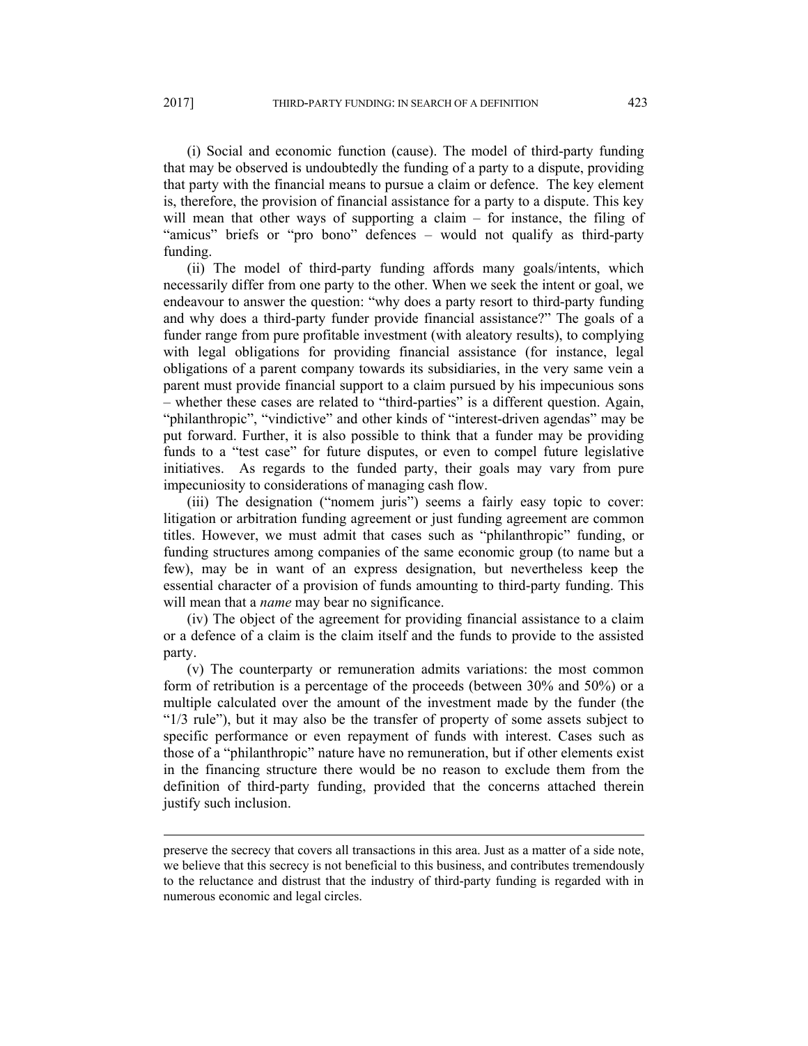(i) Social and economic function (cause). The model of third-party funding that may be observed is undoubtedly the funding of a party to a dispute, providing that party with the financial means to pursue a claim or defence. The key element is, therefore, the provision of financial assistance for a party to a dispute. This key will mean that other ways of supporting a claim – for instance, the filing of "amicus" briefs or "pro bono" defences – would not qualify as third-party funding.

(ii) The model of third-party funding affords many goals/intents, which necessarily differ from one party to the other. When we seek the intent or goal, we endeavour to answer the question: "why does a party resort to third-party funding and why does a third-party funder provide financial assistance?" The goals of a funder range from pure profitable investment (with aleatory results), to complying with legal obligations for providing financial assistance (for instance, legal obligations of a parent company towards its subsidiaries, in the very same vein a parent must provide financial support to a claim pursued by his impecunious sons – whether these cases are related to "third-parties" is a different question. Again, "philanthropic", "vindictive" and other kinds of "interest-driven agendas" may be put forward. Further, it is also possible to think that a funder may be providing funds to a "test case" for future disputes, or even to compel future legislative initiatives. As regards to the funded party, their goals may vary from pure impecuniosity to considerations of managing cash flow.

(iii) The designation ("nomem juris") seems a fairly easy topic to cover: litigation or arbitration funding agreement or just funding agreement are common titles. However, we must admit that cases such as "philanthropic" funding, or funding structures among companies of the same economic group (to name but a few), may be in want of an express designation, but nevertheless keep the essential character of a provision of funds amounting to third-party funding. This will mean that a *name* may bear no significance.

(iv) The object of the agreement for providing financial assistance to a claim or a defence of a claim is the claim itself and the funds to provide to the assisted party.

(v) The counterparty or remuneration admits variations: the most common form of retribution is a percentage of the proceeds (between 30% and 50%) or a multiple calculated over the amount of the investment made by the funder (the "1/3 rule"), but it may also be the transfer of property of some assets subject to specific performance or even repayment of funds with interest. Cases such as those of a "philanthropic" nature have no remuneration, but if other elements exist in the financing structure there would be no reason to exclude them from the definition of third-party funding, provided that the concerns attached therein justify such inclusion.

---

preserve the secrecy that covers all transactions in this area. Just as a matter of a side note, we believe that this secrecy is not beneficial to this business, and contributes tremendously to the reluctance and distrust that the industry of third-party funding is regarded with in numerous economic and legal circles.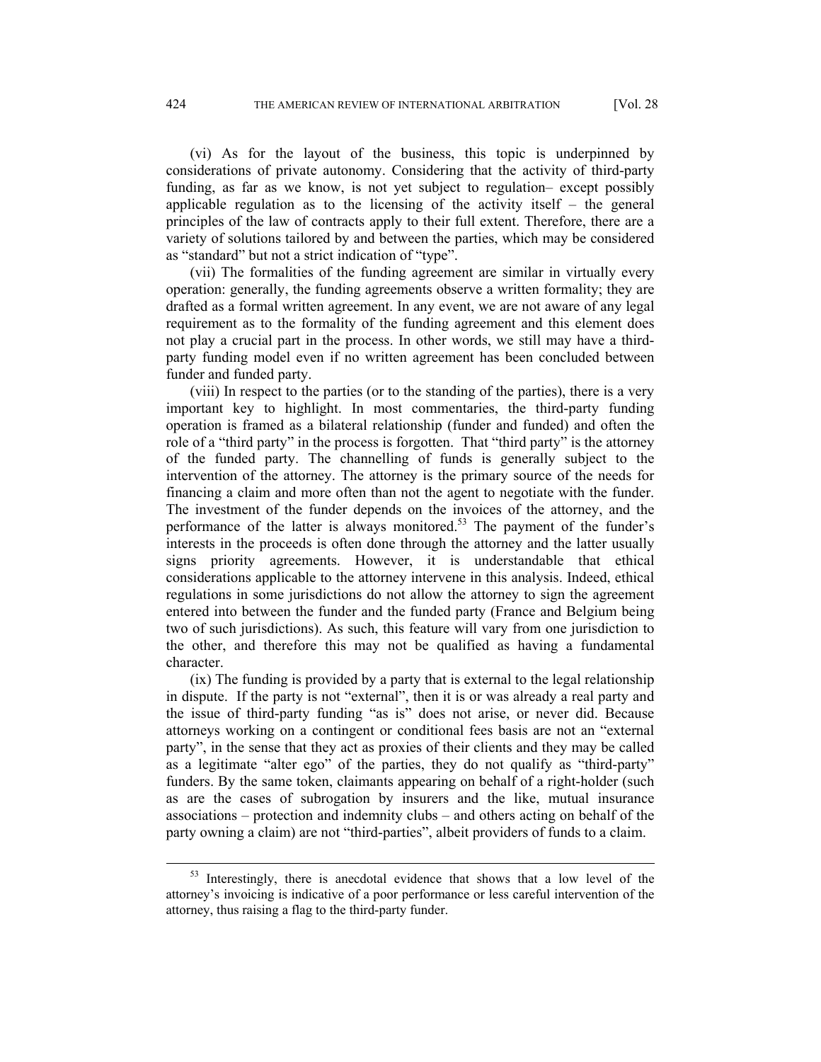(vi) As for the layout of the business, this topic is underpinned by considerations of private autonomy. Considering that the activity of third-party funding, as far as we know, is not yet subject to regulation– except possibly applicable regulation as to the licensing of the activity itself – the general principles of the law of contracts apply to their full extent. Therefore, there are a variety of solutions tailored by and between the parties, which may be considered as "standard" but not a strict indication of "type".

(vii) The formalities of the funding agreement are similar in virtually every operation: generally, the funding agreements observe a written formality; they are drafted as a formal written agreement. In any event, we are not aware of any legal requirement as to the formality of the funding agreement and this element does not play a crucial part in the process. In other words, we still may have a third-party funding model even if no written agreement has been concluded between funder and funded party.

(viii) In respect to the parties (or to the standing of the parties), there is a very important key to highlight. In most commentaries, the third-party funding operation is framed as a bilateral relationship (funder and funded) and often the role of a "third party" in the process is forgotten. That "third party" is the attorney of the funded party. The channelling of funds is generally subject to the intervention of the attorney. The attorney is the primary source of the needs for financing a claim and more often than not the agent to negotiate with the funder. The investment of the funder depends on the invoices of the attorney, and the performance of the latter is always monitored.[53] The payment of the funder's interests in the proceeds is often done through the attorney and the latter usually signs priority agreements. However, it is understandable that ethical considerations applicable to the attorney intervene in this analysis. Indeed, ethical regulations in some jurisdictions do not allow the attorney to sign the agreement entered into between the funder and the funded party (France and Belgium being two of such jurisdictions). As such, this feature will vary from one jurisdiction to the other, and therefore this may not be qualified as having a fundamental character.

(ix) The funding is provided by a party that is external to the legal relationship in dispute. If the party is not "external", then it is or was already a real party and the issue of third-party funding "as is" does not arise, or never did. Because attorneys working on a contingent or conditional fees basis are not an "external party", in the sense that they act as proxies of their clients and they may be called as a legitimate "alter ego" of the parties, they do not qualify as "third-party" funders. By the same token, claimants appearing on behalf of a right-holder (such as are the cases of subrogation by insurers and the like, mutual insurance associations – protection and indemnity clubs – and others acting on behalf of the party owning a claim) are not "third-parties", albeit providers of funds to a claim.

---

[53] Interestingly, there is anecdotal evidence that shows that a low level of the attorney's invoicing is indicative of a poor performance or less careful intervention of the attorney, thus raising a flag to the third-party funder.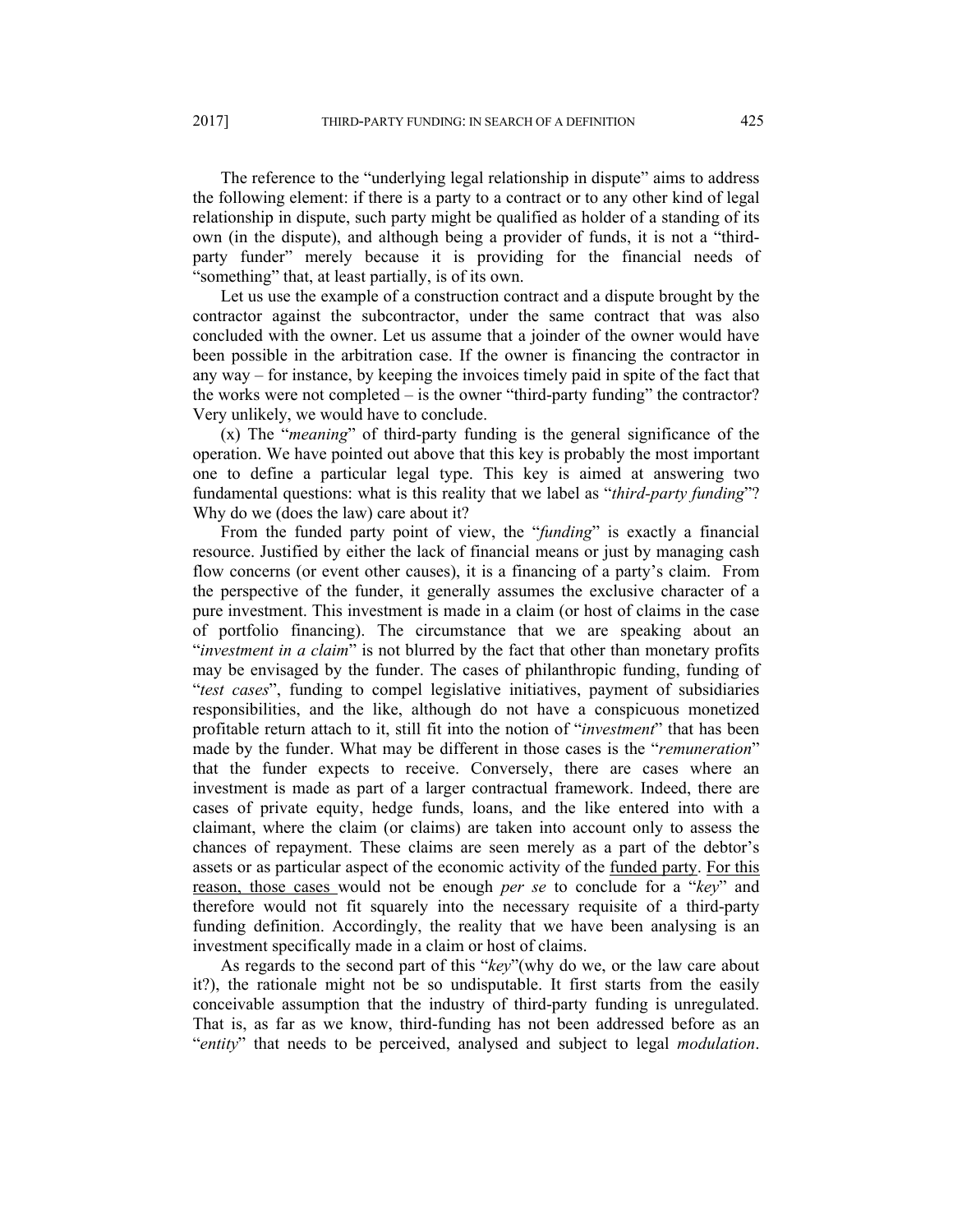The reference to the "underlying legal relationship in dispute" aims to address the following element: if there is a party to a contract or to any other kind of legal relationship in dispute, such party might be qualified as holder of a standing of its own (in the dispute), and although being a provider of funds, it is not a "third-party funder" merely because it is providing for the financial needs of "something" that, at least partially, is of its own.

Let us use the example of a construction contract and a dispute brought by the contractor against the subcontractor, under the same contract that was also concluded with the owner. Let us assume that a joinder of the owner would have been possible in the arbitration case. If the owner is financing the contractor in any way – for instance, by keeping the invoices timely paid in spite of the fact that the works were not completed – is the owner "third-party funding" the contractor? Very unlikely, we would have to conclude.

(x) The "*meaning*" of third-party funding is the general significance of the operation. We have pointed out above that this key is probably the most important one to define a particular legal type. This key is aimed at answering two fundamental questions: what is this reality that we label as "*third-party funding*"? Why do we (does the law) care about it?

From the funded party point of view, the "*funding*" is exactly a financial resource. Justified by either the lack of financial means or just by managing cash flow concerns (or event other causes), it is a financing of a party's claim. From the perspective of the funder, it generally assumes the exclusive character of a pure investment. This investment is made in a claim (or host of claims in the case of portfolio financing). The circumstance that we are speaking about an "*investment in a claim*" is not blurred by the fact that other than monetary profits may be envisaged by the funder. The cases of philanthropic funding, funding of "*test cases*", funding to compel legislative initiatives, payment of subsidiaries responsibilities, and the like, although do not have a conspicuous monetized profitable return attach to it, still fit into the notion of "*investment*" that has been made by the funder. What may be different in those cases is the "*remuneration*" that the funder expects to receive. Conversely, there are cases where an investment is made as part of a larger contractual framework. Indeed, there are cases of private equity, hedge funds, loans, and the like entered into with a claimant, where the claim (or claims) are taken into account only to assess the chances of repayment. These claims are seen merely as a part of the debtor's assets or as particular aspect of the economic activity of the funded party. For this reason, those cases would not be enough *per se* to conclude for a "*key*" and therefore would not fit squarely into the necessary requisite of a third-party funding definition. Accordingly, the reality that we have been analysing is an investment specifically made in a claim or host of claims.

As regards to the second part of this "*key*"(why do we, or the law care about it?), the rationale might not be so undisputable. It first starts from the easily conceivable assumption that the industry of third-party funding is unregulated. That is, as far as we know, third-funding has not been addressed before as an "*entity*" that needs to be perceived, analysed and subject to legal *modulation*.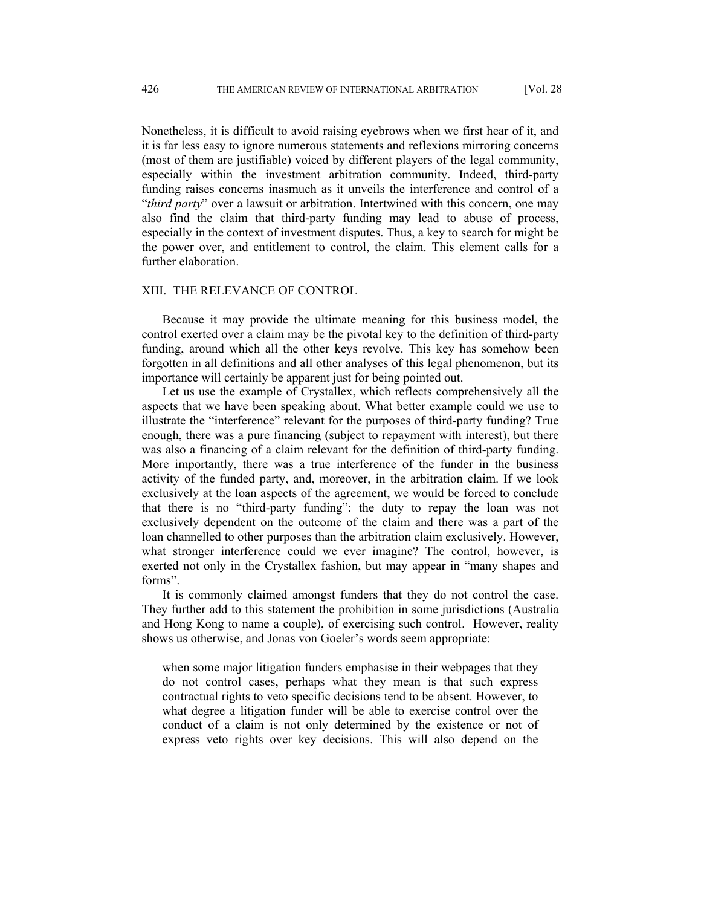Nonetheless, it is difficult to avoid raising eyebrows when we first hear of it, and it is far less easy to ignore numerous statements and reflexions mirroring concerns (most of them are justifiable) voiced by different players of the legal community, especially within the investment arbitration community. Indeed, third-party funding raises concerns inasmuch as it unveils the interference and control of a "*third party*" over a lawsuit or arbitration. Intertwined with this concern, one may also find the claim that third-party funding may lead to abuse of process, especially in the context of investment disputes. Thus, a key to search for might be the power over, and entitlement to control, the claim. This element calls for a further elaboration.

## XIII. THE RELEVANCE OF CONTROL

Because it may provide the ultimate meaning for this business model, the control exerted over a claim may be the pivotal key to the definition of third-party funding, around which all the other keys revolve. This key has somehow been forgotten in all definitions and all other analyses of this legal phenomenon, but its importance will certainly be apparent just for being pointed out.

Let us use the example of Crystallex, which reflects comprehensively all the aspects that we have been speaking about. What better example could we use to illustrate the "interference" relevant for the purposes of third-party funding? True enough, there was a pure financing (subject to repayment with interest), but there was also a financing of a claim relevant for the definition of third-party funding. More importantly, there was a true interference of the funder in the business activity of the funded party, and, moreover, in the arbitration claim. If we look exclusively at the loan aspects of the agreement, we would be forced to conclude that there is no "third-party funding": the duty to repay the loan was not exclusively dependent on the outcome of the claim and there was a part of the loan channelled to other purposes than the arbitration claim exclusively. However, what stronger interference could we ever imagine? The control, however, is exerted not only in the Crystallex fashion, but may appear in "many shapes and forms".

It is commonly claimed amongst funders that they do not control the case. They further add to this statement the prohibition in some jurisdictions (Australia and Hong Kong to name a couple), of exercising such control. However, reality shows us otherwise, and Jonas von Goeler's words seem appropriate:

> when some major litigation funders emphasise in their webpages that they do not control cases, perhaps what they mean is that such express contractual rights to veto specific decisions tend to be absent. However, to what degree a litigation funder will be able to exercise control over the conduct of a claim is not only determined by the existence or not of express veto rights over key decisions. This will also depend on the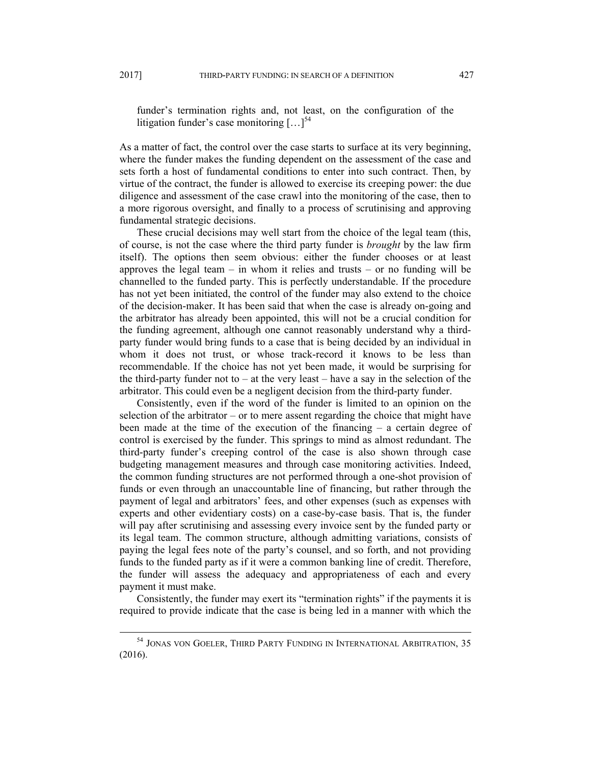funder's termination rights and, not least, on the configuration of the litigation funder's case monitoring […][54]

As a matter of fact, the control over the case starts to surface at its very beginning, where the funder makes the funding dependent on the assessment of the case and sets forth a host of fundamental conditions to enter into such contract. Then, by virtue of the contract, the funder is allowed to exercise its creeping power: the due diligence and assessment of the case crawl into the monitoring of the case, then to a more rigorous oversight, and finally to a process of scrutinising and approving fundamental strategic decisions.

These crucial decisions may well start from the choice of the legal team (this, of course, is not the case where the third party funder is *brought* by the law firm itself). The options then seem obvious: either the funder chooses or at least approves the legal team – in whom it relies and trusts – or no funding will be channelled to the funded party. This is perfectly understandable. If the procedure has not yet been initiated, the control of the funder may also extend to the choice of the decision-maker. It has been said that when the case is already on-going and the arbitrator has already been appointed, this will not be a crucial condition for the funding agreement, although one cannot reasonably understand why a third-party funder would bring funds to a case that is being decided by an individual in whom it does not trust, or whose track-record it knows to be less than recommendable. If the choice has not yet been made, it would be surprising for the third-party funder not to – at the very least – have a say in the selection of the arbitrator. This could even be a negligent decision from the third-party funder.

Consistently, even if the word of the funder is limited to an opinion on the selection of the arbitrator – or to mere assent regarding the choice that might have been made at the time of the execution of the financing – a certain degree of control is exercised by the funder. This springs to mind as almost redundant. The third-party funder's creeping control of the case is also shown through case budgeting management measures and through case monitoring activities. Indeed, the common funding structures are not performed through a one-shot provision of funds or even through an unaccountable line of financing, but rather through the payment of legal and arbitrators' fees, and other expenses (such as expenses with experts and other evidentiary costs) on a case-by-case basis. That is, the funder will pay after scrutinising and assessing every invoice sent by the funded party or its legal team. The common structure, although admitting variations, consists of paying the legal fees note of the party's counsel, and so forth, and not providing funds to the funded party as if it were a common banking line of credit. Therefore, the funder will assess the adequacy and appropriateness of each and every payment it must make.

Consistently, the funder may exert its "termination rights" if the payments it is required to provide indicate that the case is being led in a manner with which the

---

[54] JONAS VON GOELER, THIRD PARTY FUNDING IN INTERNATIONAL ARBITRATION, 35 (2016).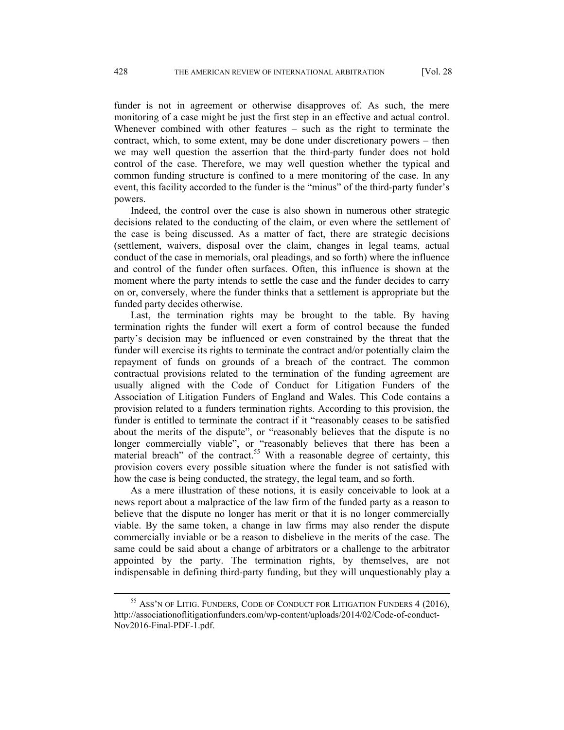funder is not in agreement or otherwise disapproves of. As such, the mere monitoring of a case might be just the first step in an effective and actual control. Whenever combined with other features – such as the right to terminate the contract, which, to some extent, may be done under discretionary powers – then we may well question the assertion that the third-party funder does not hold control of the case. Therefore, we may well question whether the typical and common funding structure is confined to a mere monitoring of the case. In any event, this facility accorded to the funder is the "minus" of the third-party funder's powers.

Indeed, the control over the case is also shown in numerous other strategic decisions related to the conducting of the claim, or even where the settlement of the case is being discussed. As a matter of fact, there are strategic decisions (settlement, waivers, disposal over the claim, changes in legal teams, actual conduct of the case in memorials, oral pleadings, and so forth) where the influence and control of the funder often surfaces. Often, this influence is shown at the moment where the party intends to settle the case and the funder decides to carry on or, conversely, where the funder thinks that a settlement is appropriate but the funded party decides otherwise.

Last, the termination rights may be brought to the table. By having termination rights the funder will exert a form of control because the funded party's decision may be influenced or even constrained by the threat that the funder will exercise its rights to terminate the contract and/or potentially claim the repayment of funds on grounds of a breach of the contract. The common contractual provisions related to the termination of the funding agreement are usually aligned with the Code of Conduct for Litigation Funders of the Association of Litigation Funders of England and Wales. This Code contains a provision related to a funders termination rights. According to this provision, the funder is entitled to terminate the contract if it "reasonably ceases to be satisfied about the merits of the dispute", or "reasonably believes that the dispute is no longer commercially viable", or "reasonably believes that there has been a material breach" of the contract.[55] With a reasonable degree of certainty, this provision covers every possible situation where the funder is not satisfied with how the case is being conducted, the strategy, the legal team, and so forth.

As a mere illustration of these notions, it is easily conceivable to look at a news report about a malpractice of the law firm of the funded party as a reason to believe that the dispute no longer has merit or that it is no longer commercially viable. By the same token, a change in law firms may also render the dispute commercially inviable or be a reason to disbelieve in the merits of the case. The same could be said about a change of arbitrators or a challenge to the arbitrator appointed by the party. The termination rights, by themselves, are not indispensable in defining third-party funding, but they will unquestionably play a

[55] ASS'N OF LITIG. FUNDERS, CODE OF CONDUCT FOR LITIGATION FUNDERS 4 (2016), http://associationoflitigationfunders.com/wp-content/uploads/2014/02/Code-of-conduct-Nov2016-Final-PDF-1.pdf.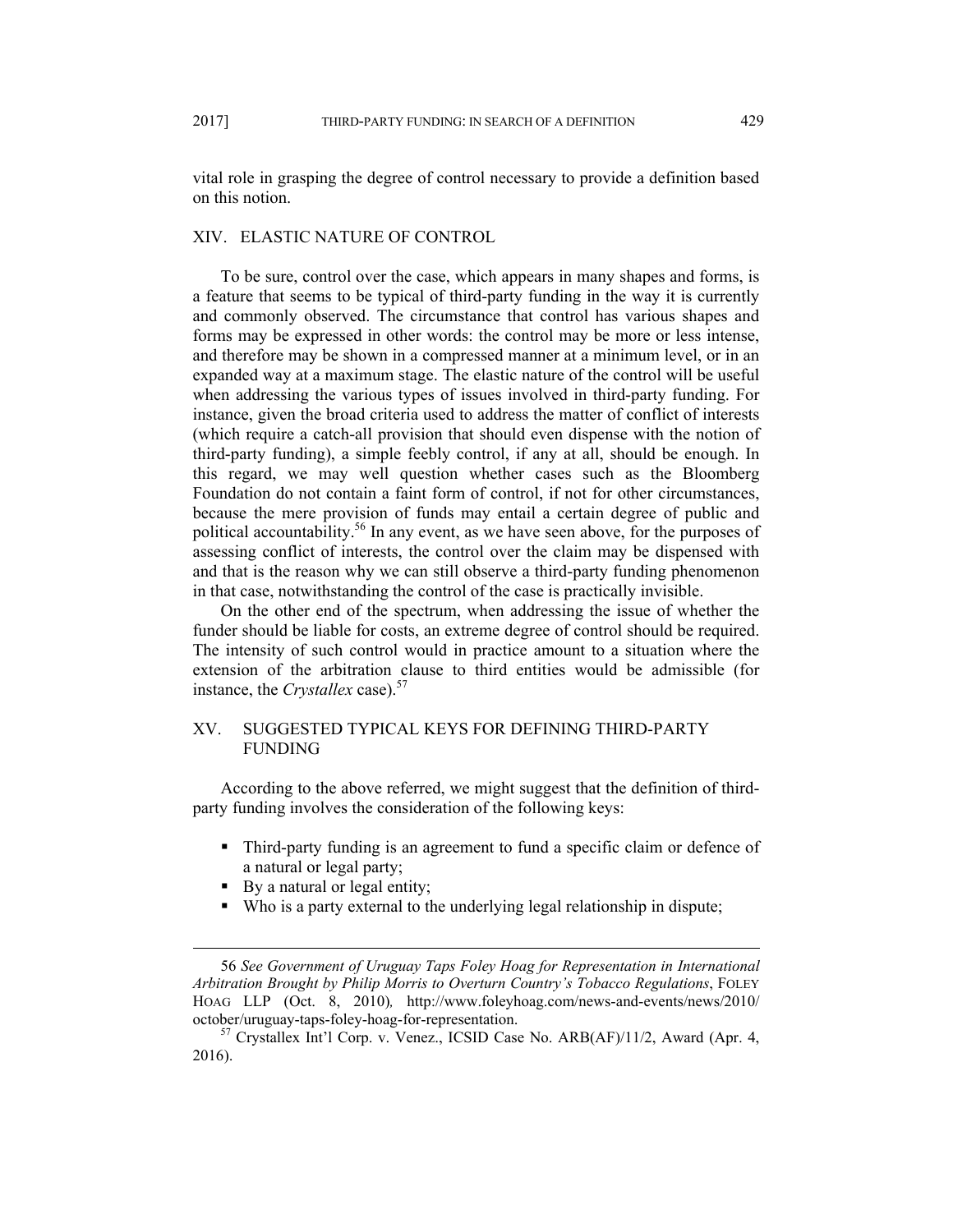vital role in grasping the degree of control necessary to provide a definition based on this notion.

## XIV. ELASTIC NATURE OF CONTROL

To be sure, control over the case, which appears in many shapes and forms, is a feature that seems to be typical of third-party funding in the way it is currently and commonly observed. The circumstance that control has various shapes and forms may be expressed in other words: the control may be more or less intense, and therefore may be shown in a compressed manner at a minimum level, or in an expanded way at a maximum stage. The elastic nature of the control will be useful when addressing the various types of issues involved in third-party funding. For instance, given the broad criteria used to address the matter of conflict of interests (which require a catch-all provision that should even dispense with the notion of third-party funding), a simple feebly control, if any at all, should be enough. In this regard, we may well question whether cases such as the Bloomberg Foundation do not contain a faint form of control, if not for other circumstances, because the mere provision of funds may entail a certain degree of public and political accountability.[56] In any event, as we have seen above, for the purposes of assessing conflict of interests, the control over the claim may be dispensed with and that is the reason why we can still observe a third-party funding phenomenon in that case, notwithstanding the control of the case is practically invisible.

On the other end of the spectrum, when addressing the issue of whether the funder should be liable for costs, an extreme degree of control should be required. The intensity of such control would in practice amount to a situation where the extension of the arbitration clause to third entities would be admissible (for instance, the *Crystallex* case).[57]

## XV. SUGGESTED TYPICAL KEYS FOR DEFINING THIRD-PARTY FUNDING

According to the above referred, we might suggest that the definition of third-party funding involves the consideration of the following keys:

- Third-party funding is an agreement to fund a specific claim or defence of a natural or legal party;
- By a natural or legal entity;
- Who is a party external to the underlying legal relationship in dispute;

---

56 *See Government of Uruguay Taps Foley Hoag for Representation in International Arbitration Brought by Philip Morris to Overturn Country's Tobacco Regulations*, FOLEY HOAG LLP (Oct. 8, 2010), http://www.foleyhoag.com/news-and-events/news/2010/october/uruguay-taps-foley-hoag-for-representation.

57 Crystallex Int'l Corp. v. Venez., ICSID Case No. ARB(AF)/11/2, Award (Apr. 4, 2016).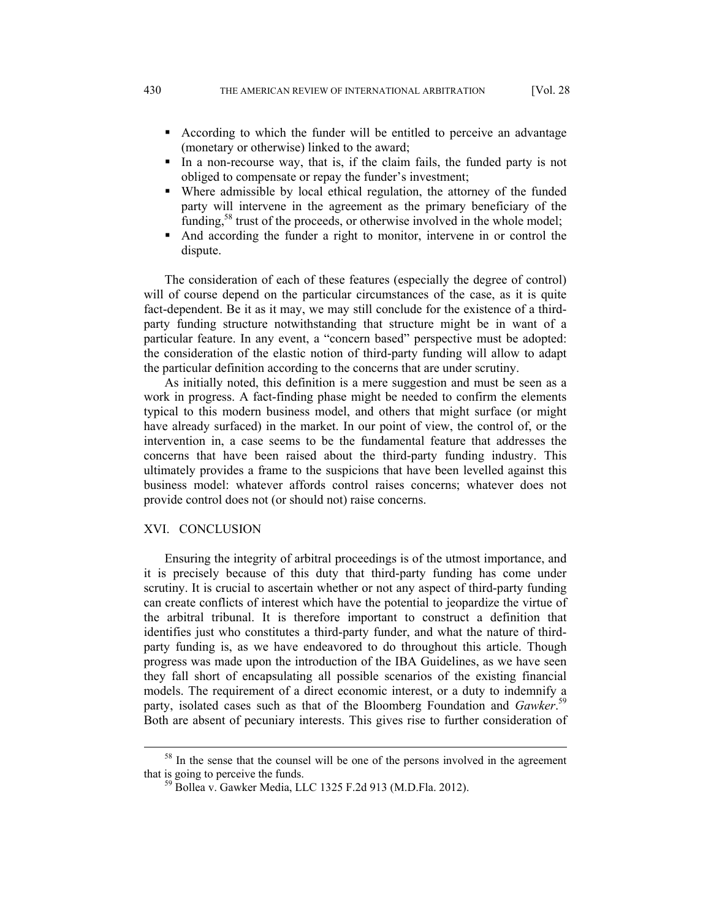- According to which the funder will be entitled to perceive an advantage (monetary or otherwise) linked to the award;
- In a non-recourse way, that is, if the claim fails, the funded party is not obliged to compensate or repay the funder's investment;
- Where admissible by local ethical regulation, the attorney of the funded party will intervene in the agreement as the primary beneficiary of the funding,[58] trust of the proceeds, or otherwise involved in the whole model;
- And according the funder a right to monitor, intervene in or control the dispute.

The consideration of each of these features (especially the degree of control) will of course depend on the particular circumstances of the case, as it is quite fact-dependent. Be it as it may, we may still conclude for the existence of a third-party funding structure notwithstanding that structure might be in want of a particular feature. In any event, a "concern based" perspective must be adopted: the consideration of the elastic notion of third-party funding will allow to adapt the particular definition according to the concerns that are under scrutiny.

As initially noted, this definition is a mere suggestion and must be seen as a work in progress. A fact-finding phase might be needed to confirm the elements typical to this modern business model, and others that might surface (or might have already surfaced) in the market. In our point of view, the control of, or the intervention in, a case seems to be the fundamental feature that addresses the concerns that have been raised about the third-party funding industry. This ultimately provides a frame to the suspicions that have been levelled against this business model: whatever affords control raises concerns; whatever does not provide control does not (or should not) raise concerns.

## XVI. CONCLUSION

Ensuring the integrity of arbitral proceedings is of the utmost importance, and it is precisely because of this duty that third-party funding has come under scrutiny. It is crucial to ascertain whether or not any aspect of third-party funding can create conflicts of interest which have the potential to jeopardize the virtue of the arbitral tribunal. It is therefore important to construct a definition that identifies just who constitutes a third-party funder, and what the nature of third-party funding is, as we have endeavored to do throughout this article. Though progress was made upon the introduction of the IBA Guidelines, as we have seen they fall short of encapsulating all possible scenarios of the existing financial models. The requirement of a direct economic interest, or a duty to indemnify a party, isolated cases such as that of the Bloomberg Foundation and *Gawker*.[59] Both are absent of pecuniary interests. This gives rise to further consideration of

---

[58] In the sense that the counsel will be one of the persons involved in the agreement that is going to perceive the funds.

[59] Bollea v. Gawker Media, LLC 1325 F.2d 913 (M.D.Fla. 2012).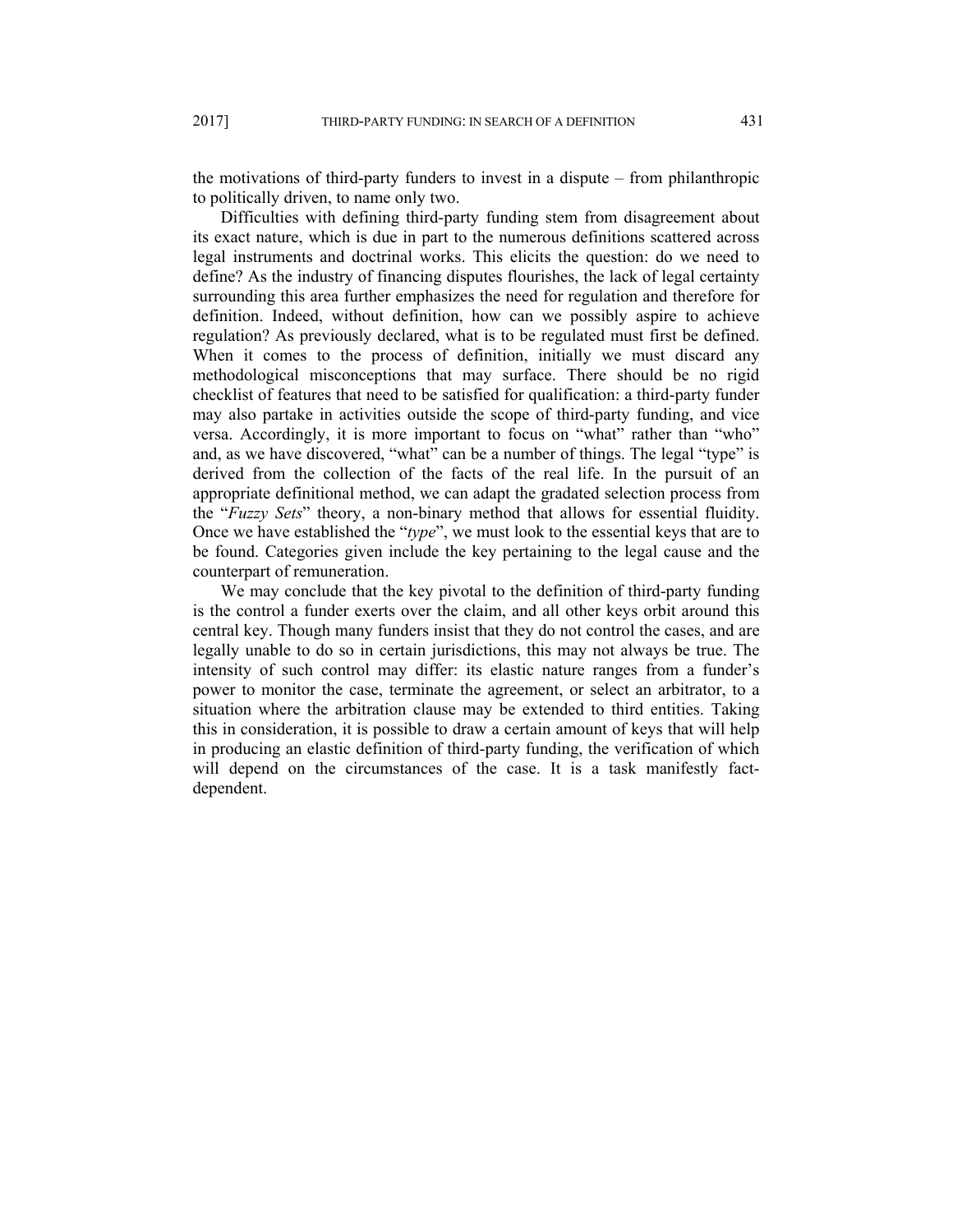the motivations of third-party funders to invest in a dispute – from philanthropic to politically driven, to name only two.

Difficulties with defining third-party funding stem from disagreement about its exact nature, which is due in part to the numerous definitions scattered across legal instruments and doctrinal works. This elicits the question: do we need to define? As the industry of financing disputes flourishes, the lack of legal certainty surrounding this area further emphasizes the need for regulation and therefore for definition. Indeed, without definition, how can we possibly aspire to achieve regulation? As previously declared, what is to be regulated must first be defined. When it comes to the process of definition, initially we must discard any methodological misconceptions that may surface. There should be no rigid checklist of features that need to be satisfied for qualification: a third-party funder may also partake in activities outside the scope of third-party funding, and vice versa. Accordingly, it is more important to focus on "what" rather than "who" and, as we have discovered, "what" can be a number of things. The legal "type" is derived from the collection of the facts of the real life. In the pursuit of an appropriate definitional method, we can adapt the gradated selection process from the "*Fuzzy Sets*" theory, a non-binary method that allows for essential fluidity. Once we have established the "*type*", we must look to the essential keys that are to be found. Categories given include the key pertaining to the legal cause and the counterpart of remuneration.

We may conclude that the key pivotal to the definition of third-party funding is the control a funder exerts over the claim, and all other keys orbit around this central key. Though many funders insist that they do not control the cases, and are legally unable to do so in certain jurisdictions, this may not always be true. The intensity of such control may differ: its elastic nature ranges from a funder's power to monitor the case, terminate the agreement, or select an arbitrator, to a situation where the arbitration clause may be extended to third entities. Taking this in consideration, it is possible to draw a certain amount of keys that will help in producing an elastic definition of third-party funding, the verification of which will depend on the circumstances of the case. It is a task manifestly fact-dependent.